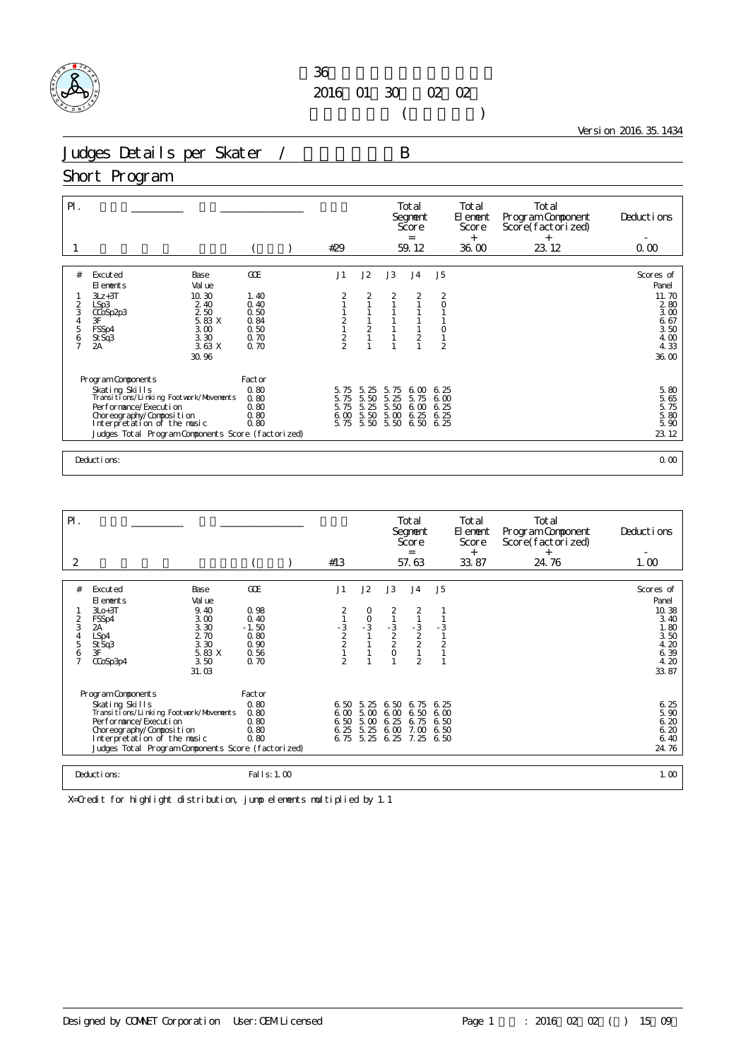36
2016 01 30 02 02
( )

Version 2016.35.1434

# Judges Details per Skater / B

## Short Program

| Pl. | | | | Total Segment Score = | Total Element Score + | Total Program Component Score(factorized) + | Deductions - |
|---|---|---|---|---|---|---|---|
| 1 | | ( ) | #29 | 59.12 | 36.00 | 23.12 | 0.00 |

| # | Excuted Elements | Base Value | GOE | J1 | J2 | J3 | J4 | J5 | Scores of Panel |
|---|---|---|---|---|---|---|---|---|---|
| 1 | 3Lz+3T | 10.30 | 1.40 | 2 | 2 | 2 | 2 | 2 | 11.70 |
| 2 | LSp3 | 2.40 | 0.40 | 1 | 1 | 1 | 1 | 0 | 2.80 |
| 3 | CCoSp2p3 | 2.50 | 0.50 | 1 | 1 | 1 | 1 | 1 | 3.00 |
| 4 | 3F | 5.83 X | 0.84 | 2 | 1 | 1 | 1 | 1 | 6.67 |
| 5 | FSSp4 | 3.00 | 0.50 | 1 | 2 | 1 | 1 | 0 | 3.50 |
| 6 | StSq3 | 3.30 | 0.70 | 2 | 1 | 1 | 2 | 1 | 4.00 |
| 7 | 2A | 3.63 X | 0.70 | 2 | 1 | 1 | 1 | 2 | 4.33 |
| | | 30.96 | | | | | | | 36.00 |

| Program Components | Factor | J1 | J2 | J3 | J4 | J5 | |
|---|---|---|---|---|---|---|---|
| Skating Skills | 0.80 | 5.75 | 5.25 | 5.75 | 6.00 | 6.25 | 5.80 |
| Transitions/Linking Footwork/Movements | 0.80 | 5.75 | 5.50 | 5.25 | 5.75 | 6.00 | 5.65 |
| Performance/Execution | 0.80 | 5.75 | 5.25 | 5.50 | 6.00 | 6.25 | 5.75 |
| Choreography/Composition | 0.80 | 6.00 | 5.50 | 5.00 | 6.25 | 6.25 | 5.80 |
| Interpretation of the music | 0.80 | 5.75 | 5.50 | 5.50 | 6.50 | 6.25 | 5.90 |
| Judges Total Program Components Score (factorized) | | | | | | | 23.12 |

Deductions: 0.00

| Pl. | | | | Total Segment Score = | Total Element Score + | Total Program Component Score(factorized) + | Deductions - |
|---|---|---|---|---|---|---|---|
| 2 | | ( ) | #13 | 57.63 | 33.87 | 24.76 | 1.00 |

| # | Excuted Elements | Base Value | GOE | J1 | J2 | J3 | J4 | J5 | Scores of Panel |
|---|---|---|---|---|---|---|---|---|---|
| 1 | 3Lo+3T | 9.40 | 0.98 | 2 | 0 | 2 | 2 | 1 | 10.38 |
| 2 | FSSp4 | 3.00 | 0.40 | 1 | 0 | 1 | 1 | 1 | 3.40 |
| 3 | 2A | 3.30 | -1.50 | -3 | -3 | -3 | -3 | -3 | 1.80 |
| 4 | LSp4 | 2.70 | 0.80 | 2 | 1 | 2 | 2 | 1 | 3.50 |
| 5 | StSq3 | 3.30 | 0.90 | 2 | 1 | 2 | 2 | 2 | 4.20 |
| 6 | 3F | 5.83 X | 0.56 | 1 | 1 | 0 | 1 | 1 | 6.39 |
| 7 | CCoSp3p4 | 3.50 | 0.70 | 2 | 1 | 1 | 2 | 1 | 4.20 |
| | | 31.03 | | | | | | | 33.87 |

| Program Components | Factor | J1 | J2 | J3 | J4 | J5 | |
|---|---|---|---|---|---|---|---|
| Skating Skills | 0.80 | 6.50 | 5.25 | 6.50 | 6.75 | 6.25 | 6.25 |
| Transitions/Linking Footwork/Movements | 0.80 | 6.00 | 5.00 | 6.00 | 6.50 | 6.00 | 5.90 |
| Performance/Execution | 0.80 | 6.50 | 5.00 | 6.25 | 6.75 | 6.50 | 6.20 |
| Choreography/Composition | 0.80 | 6.25 | 5.25 | 6.00 | 7.00 | 6.50 | 6.20 |
| Interpretation of the music | 0.80 | 6.75 | 5.25 | 6.25 | 7.25 | 6.50 | 6.40 |
| Judges Total Program Components Score (factorized) | | | | | | | 24.76 |

Deductions: Falls: 1.00 — 1.00

X=Credit for highlight distribution, jump elements multiplied by 1.1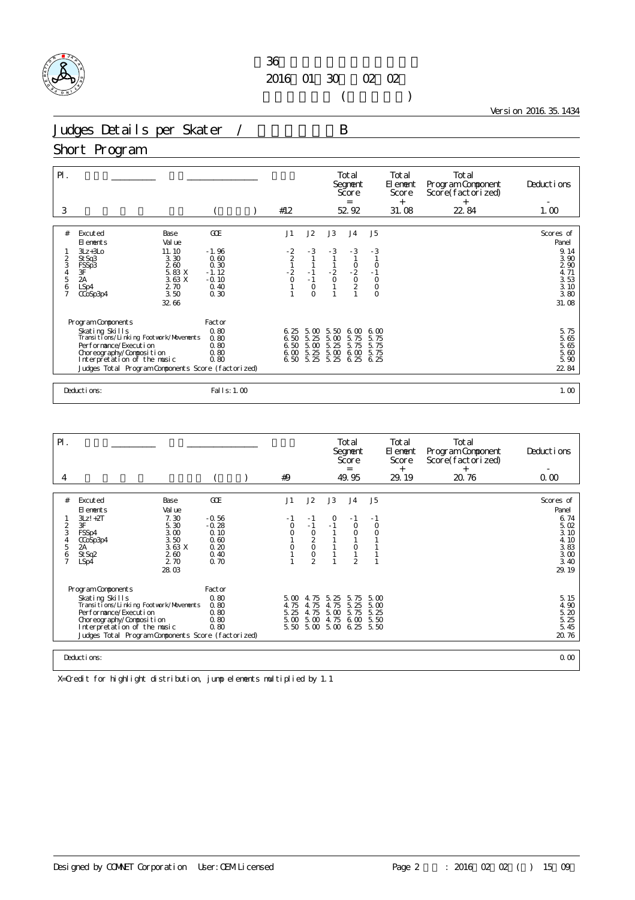36

2016 01 30 02 02

( )

Version 2016.35.1434

# Judges Details per Skater / B

## Short Program

| Pl. | | | | Total Segment Score = | Total Element Score + | Total Program Component Score(factorized) + | Deductions - |
|---|---|---|---|---|---|---|---|
| 3 | | ( ) | #12 | 52.92 | 31.08 | 22.84 | 1.00 |

| # | Excuted Elements | Base Value | GOE | J1 | J2 | J3 | J4 | J5 | Scores of Panel |
|---|---|---|---|---|---|---|---|---|---|
| 1 | 3Lz+3Lo | 11.10 | -1.96 | -2 | -3 | -3 | -3 | -3 | 9.14 |
| 2 | StSq3 | 3.30 | 0.60 | 2 | 1 | 1 | 1 | 1 | 3.90 |
| 3 | FSSp3 | 2.60 | 0.30 | 1 | 1 | 1 | 0 | 0 | 2.90 |
| 4 | 3F | 5.83 X | -1.12 | -2 | -1 | -2 | -2 | -1 | 4.71 |
| 5 | 2A | 3.63 X | -0.10 | 0 | -1 | 0 | 0 | 0 | 3.53 |
| 6 | LSp4 | 2.70 | 0.40 | 1 | 0 | 1 | 2 | 0 | 3.10 |
| 7 | CCoSp3p4 | 3.50 | 0.30 | 1 | 0 | 1 | 1 | 0 | 3.80 |
| | | 32.66 | | | | | | | 31.08 |

| Program Components | Factor | J1 | J2 | J3 | J4 | J5 | |
|---|---|---|---|---|---|---|---|
| Skating Skills | 0.80 | 6.25 | 5.00 | 5.50 | 6.00 | 6.00 | 5.75 |
| Transitions/Linking Footwork/Movements | 0.80 | 6.50 | 5.25 | 5.00 | 5.75 | 5.75 | 5.65 |
| Performance/Execution | 0.80 | 6.50 | 5.00 | 5.25 | 5.75 | 5.75 | 5.65 |
| Choreography/Composition | 0.80 | 6.00 | 5.25 | 5.00 | 6.00 | 5.75 | 5.60 |
| Interpretation of the music | 0.80 | 6.50 | 5.25 | 5.25 | 6.25 | 6.25 | 5.90 |
| Judges Total Program Components Score (factorized) | | | | | | | 22.84 |

Deductions: Falls: 1.00 — 1.00

| Pl. | | | | Total Segment Score = | Total Element Score + | Total Program Component Score(factorized) + | Deductions - |
|---|---|---|---|---|---|---|---|
| 4 | | ( ) | #9 | 49.95 | 29.19 | 20.76 | 0.00 |

| # | Excuted Elements | Base Value | GOE | J1 | J2 | J3 | J4 | J5 | Scores of Panel |
|---|---|---|---|---|---|---|---|---|---|
| 1 | 3Lz!+2T | 7.30 | -0.56 | -1 | -1 | 0 | -1 | -1 | 6.74 |
| 2 | 3F | 5.30 | -0.28 | 0 | -1 | -1 | 0 | 0 | 5.02 |
| 3 | FSSp4 | 3.00 | 0.10 | 0 | 0 | 1 | 0 | 0 | 3.10 |
| 4 | CCoSp3p4 | 3.50 | 0.60 | 1 | 2 | 1 | 1 | 1 | 4.10 |
| 5 | 2A | 3.63 X | 0.20 | 0 | 0 | 1 | 0 | 1 | 3.83 |
| 6 | StSq2 | 2.60 | 0.40 | 1 | 0 | 1 | 1 | 1 | 3.00 |
| 7 | LSp4 | 2.70 | 0.70 | 1 | 2 | 1 | 2 | 1 | 3.40 |
| | | 28.03 | | | | | | | 29.19 |

| Program Components | Factor | J1 | J2 | J3 | J4 | J5 | |
|---|---|---|---|---|---|---|---|
| Skating Skills | 0.80 | 5.00 | 4.75 | 5.25 | 5.75 | 5.00 | 5.15 |
| Transitions/Linking Footwork/Movements | 0.80 | 4.75 | 4.75 | 4.75 | 5.25 | 5.00 | 4.90 |
| Performance/Execution | 0.80 | 5.25 | 4.75 | 5.00 | 5.75 | 5.25 | 5.20 |
| Choreography/Composition | 0.80 | 5.00 | 5.00 | 4.75 | 6.00 | 5.50 | 5.25 |
| Interpretation of the music | 0.80 | 5.50 | 5.00 | 5.00 | 6.25 | 5.50 | 5.45 |
| Judges Total Program Components Score (factorized) | | | | | | | 20.76 |

Deductions: — 0.00

X=Credit for highlight distribution, jump elements multiplied by 1.1

Designed by COMNET Corporation User:OEM Licensed : 2016 02 02 ( ) 15 09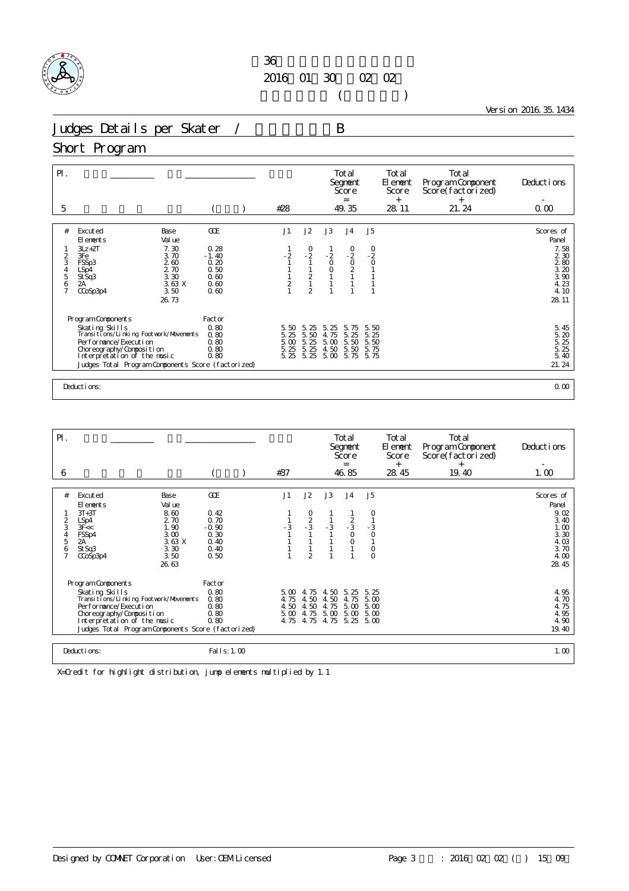第36回 ...
2016年01月30日 ～ 02月02日
( )

Version 2016.35.1434

# Judges Details per Skater / B

## Short Program

| Pl. | | | | | Total Segment Score = | Total Element Score + | Total Program Component Score(factorized) + | Deductions - |
|---|---|---|---|---|---|---|---|---|
| 5 | | | ( ) | #28 | 49.35 | 28.11 | 21.24 | 0.00 |

| # | Excuted Elements | Base Value | GOE | J1 | J2 | J3 | J4 | J5 | Scores of Panel |
|---|---|---|---|---|---|---|---|---|---|
| 1 | 3Lz+2T | 7.30 | 0.28 | 1 | 0 | 1 | 0 | 0 | 7.58 |
| 2 | 3Fe | 3.70 | -1.40 | -2 | -2 | -2 | -2 | -2 | 2.30 |
| 3 | FSSp3 | 2.60 | 0.20 | 1 | 1 | 0 | 0 | 0 | 2.80 |
| 4 | LSp4 | 2.70 | 0.50 | 1 | 1 | 0 | 2 | 1 | 3.20 |
| 5 | StSq3 | 3.30 | 0.60 | 1 | 2 | 1 | 1 | 1 | 3.90 |
| 6 | 2A | 3.63 X | 0.60 | 2 | 1 | 1 | 1 | 1 | 4.23 |
| 7 | CCoSp3p4 | 3.50 | 0.60 | 1 | 2 | 1 | 1 | 1 | 4.10 |
| | | 26.73 | | | | | | | 28.11 |

| Program Components | Factor | J1 | J2 | J3 | J4 | J5 | |
|---|---|---|---|---|---|---|---|
| Skating Skills | 0.80 | 5.50 | 5.25 | 5.25 | 5.75 | 5.50 | 5.45 |
| Transitions/Linking Footwork/Movements | 0.80 | 5.25 | 5.50 | 4.75 | 5.25 | 5.25 | 5.20 |
| Performance/Execution | 0.80 | 5.00 | 5.25 | 5.00 | 5.50 | 5.50 | 5.25 |
| Choreography/Composition | 0.80 | 5.25 | 5.25 | 4.50 | 5.50 | 5.75 | 5.25 |
| Interpretation of the music | 0.80 | 5.25 | 5.25 | 5.00 | 5.75 | 5.75 | 5.40 |
| Judges Total Program Components Score (factorized) | | | | | | | 21.24 |

Deductions: 0.00

| Pl. | | | | | Total Segment Score = | Total Element Score + | Total Program Component Score(factorized) + | Deductions - |
|---|---|---|---|---|---|---|---|---|
| 6 | | | ( ) | #37 | 46.85 | 28.45 | 19.40 | 1.00 |

| # | Excuted Elements | Base Value | GOE | J1 | J2 | J3 | J4 | J5 | Scores of Panel |
|---|---|---|---|---|---|---|---|---|---|
| 1 | 3T+3T | 8.60 | 0.42 | 1 | 0 | 1 | 1 | 0 | 9.02 |
| 2 | LSp4 | 2.70 | 0.70 | 1 | 2 | 1 | 2 | 1 | 3.40 |
| 3 | 3F<< | 1.90 | -0.90 | -3 | -3 | -3 | -3 | -3 | 1.00 |
| 4 | FSSp4 | 3.00 | 0.30 | 1 | 1 | 1 | 0 | 0 | 3.30 |
| 5 | 2A | 3.63 X | 0.40 | 1 | 1 | 1 | 0 | 1 | 4.03 |
| 6 | StSq3 | 3.30 | 0.40 | 1 | 1 | 1 | 1 | 0 | 3.70 |
| 7 | CCoSp3p4 | 3.50 | 0.50 | 1 | 2 | 1 | 1 | 0 | 4.00 |
| | | 26.63 | | | | | | | 28.45 |

| Program Components | Factor | J1 | J2 | J3 | J4 | J5 | |
|---|---|---|---|---|---|---|---|
| Skating Skills | 0.80 | 5.00 | 4.75 | 4.50 | 5.25 | 5.25 | 4.95 |
| Transitions/Linking Footwork/Movements | 0.80 | 4.75 | 4.50 | 4.50 | 4.75 | 5.00 | 4.70 |
| Performance/Execution | 0.80 | 4.50 | 4.50 | 4.75 | 5.00 | 5.00 | 4.75 |
| Choreography/Composition | 0.80 | 5.00 | 4.75 | 5.00 | 5.00 | 5.00 | 4.95 |
| Interpretation of the music | 0.80 | 4.75 | 4.75 | 4.75 | 5.25 | 5.00 | 4.90 |
| Judges Total Program Components Score (factorized) | | | | | | | 19.40 |

Deductions: Falls: 1.00 — 1.00

X=Credit for highlight distribution, jump elements multiplied by 1.1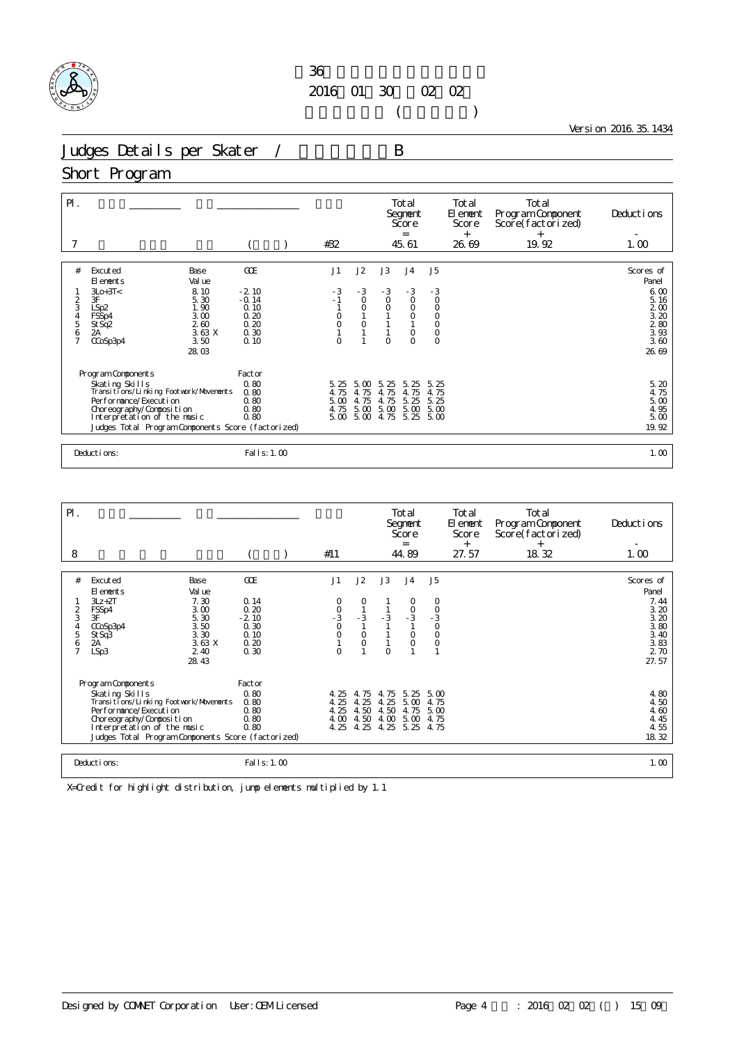36
2016 01 30 02 02
( )

Version 2016.35.1434

# Judges Details per Skater / B

## Short Program

| Pl. | | | | | | Total Segment Score = | Total Element Score + | Total Program Component Score(factorized) + | Deductions - |
|---|---|---|---|---|---|---|---|---|---|
| 7 | | ( ) | | #32 | | 45.61 | 26.69 | 19.92 | 1.00 |

| # | Excuted Elements | Base Value | GOE | J1 | J2 | J3 | J4 | J5 | Scores of Panel |
|---|---|---|---|---|---|---|---|---|---|
| 1 | 3Lo+3T< | 8.10 | -2.10 | -3 | -3 | -3 | -3 | -3 | 6.00 |
| 2 | 3F | 5.30 | -0.14 | -1 | 0 | 0 | 0 | 0 | 5.16 |
| 3 | LSp2 | 1.90 | 0.10 | 1 | 0 | 0 | 0 | 0 | 2.00 |
| 4 | FSSp4 | 3.00 | 0.20 | 0 | 1 | 1 | 0 | 0 | 3.20 |
| 5 | StSq2 | 2.60 | 0.20 | 0 | 0 | 1 | 1 | 0 | 2.80 |
| 6 | 2A | 3.63 X | 0.30 | 1 | 1 | 1 | 0 | 0 | 3.93 |
| 7 | CCoSp3p4 | 3.50 | 0.10 | 0 | 1 | 0 | 0 | 0 | 3.60 |
| | | 28.03 | | | | | | | 26.69 |

| Program Components | Factor | J1 | J2 | J3 | J4 | J5 | |
|---|---|---|---|---|---|---|---|
| Skating Skills | 0.80 | 5.25 | 5.00 | 5.25 | 5.25 | 5.25 | 5.20 |
| Transitions/Linking Footwork/Movements | 0.80 | 4.75 | 4.75 | 4.75 | 4.75 | 4.75 | 4.75 |
| Performance/Execution | 0.80 | 5.00 | 4.75 | 4.75 | 5.25 | 5.25 | 5.00 |
| Choreography/Composition | 0.80 | 4.75 | 5.00 | 5.00 | 5.00 | 5.00 | 4.95 |
| Interpretation of the music | 0.80 | 5.00 | 5.00 | 4.75 | 5.25 | 5.00 | 5.00 |
| Judges Total Program Components Score (factorized) | | | | | | | 19.92 |

Deductions: Falls: 1.00 — 1.00

| Pl. | | | | | | Total Segment Score = | Total Element Score + | Total Program Component Score(factorized) + | Deductions - |
|---|---|---|---|---|---|---|---|---|---|
| 8 | | ( ) | | #11 | | 44.89 | 27.57 | 18.32 | 1.00 |

| # | Excuted Elements | Base Value | GOE | J1 | J2 | J3 | J4 | J5 | Scores of Panel |
|---|---|---|---|---|---|---|---|---|---|
| 1 | 3Lz+2T | 7.30 | 0.14 | 0 | 0 | 1 | 0 | 0 | 7.44 |
| 2 | FSSp4 | 3.00 | 0.20 | 0 | 1 | 1 | 0 | 0 | 3.20 |
| 3 | 3F | 5.30 | -2.10 | -3 | -3 | -3 | -3 | -3 | 3.20 |
| 4 | CCoSp3p4 | 3.50 | 0.30 | 0 | 1 | 1 | 1 | 0 | 3.80 |
| 5 | StSq3 | 3.30 | 0.10 | 0 | 0 | 1 | 0 | 0 | 3.40 |
| 6 | 2A | 3.63 X | 0.20 | 1 | 0 | 1 | 0 | 0 | 3.83 |
| 7 | LSp3 | 2.40 | 0.30 | 0 | 1 | 0 | 1 | 1 | 2.70 |
| | | 28.43 | | | | | | | 27.57 |

| Program Components | Factor | J1 | J2 | J3 | J4 | J5 | |
|---|---|---|---|---|---|---|---|
| Skating Skills | 0.80 | 4.25 | 4.75 | 4.75 | 5.25 | 5.00 | 4.80 |
| Transitions/Linking Footwork/Movements | 0.80 | 4.25 | 4.25 | 4.25 | 5.00 | 4.75 | 4.50 |
| Performance/Execution | 0.80 | 4.25 | 4.50 | 4.50 | 4.75 | 5.00 | 4.60 |
| Choreography/Composition | 0.80 | 4.00 | 4.50 | 4.00 | 5.00 | 4.75 | 4.45 |
| Interpretation of the music | 0.80 | 4.25 | 4.25 | 4.25 | 5.25 | 4.75 | 4.55 |
| Judges Total Program Components Score (factorized) | | | | | | | 18.32 |

Deductions: Falls: 1.00 — 1.00

X=Credit for highlight distribution, jump elements multiplied by 1.1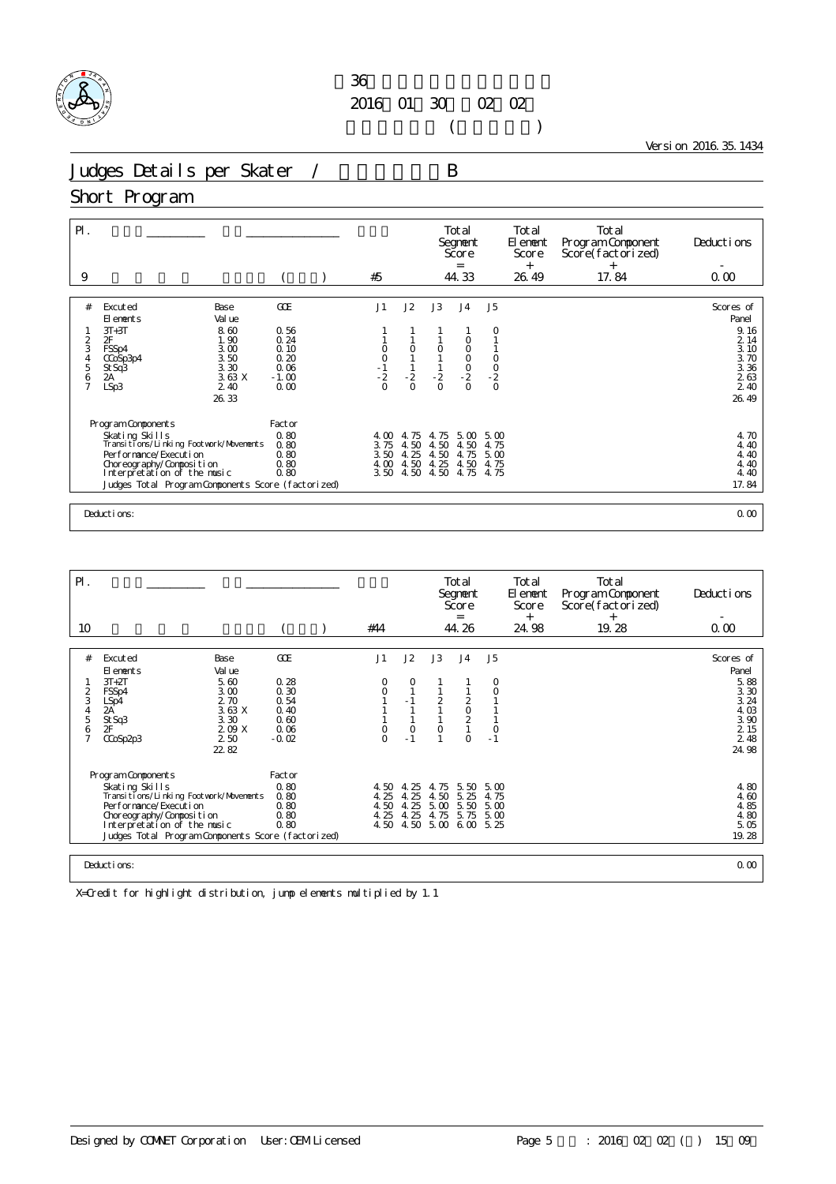# 36

2016 01 30 02 02

( )

Version 2016.35.1434

## Judges Details per Skater / B

## Short Program

| Pl. | | | | Total Segment Score = | Total Element Score + | Total Program Component Score(factorized) + | Deductions - |
|---|---|---|---|---|---|---|---|
| 9 | | ( ) | #5 | 44.33 | 26.49 | 17.84 | 0.00 |

| # | Excuted Elements | Base Value | GOE | J1 | J2 | J3 | J4 | J5 | Scores of Panel |
|---|---|---|---|---|---|---|---|---|---|
| 1 | 3T+3T | 8.60 | 0.56 | 1 | 1 | 1 | 1 | 0 | 9.16 |
| 2 | 2F | 1.90 | 0.24 | 1 | 1 | 1 | 0 | 1 | 2.14 |
| 3 | FSSp4 | 3.00 | 0.10 | 0 | 0 | 0 | 0 | 1 | 3.10 |
| 4 | CCoSp3p4 | 3.50 | 0.20 | 0 | 1 | 1 | 0 | 0 | 3.70 |
| 5 | StSq3 | 3.30 | 0.06 | -1 | 1 | 1 | 0 | 0 | 3.36 |
| 6 | 2A | 3.63 X | -1.00 | -2 | -2 | -2 | -2 | -2 | 2.63 |
| 7 | LSp3 | 2.40 | 0.00 | 0 | 0 | 0 | 0 | 0 | 2.40 |
| | | 26.33 | | | | | | | 26.49 |

| Program Components | Factor | J1 | J2 | J3 | J4 | J5 | |
|---|---|---|---|---|---|---|---|
| Skating Skills | 0.80 | 4.00 | 4.75 | 4.75 | 5.00 | 5.00 | 4.70 |
| Transitions/Linking Footwork/Movements | 0.80 | 3.75 | 4.50 | 4.50 | 4.50 | 4.75 | 4.40 |
| Performance/Execution | 0.80 | 3.50 | 4.25 | 4.50 | 4.75 | 5.00 | 4.40 |
| Choreography/Composition | 0.80 | 4.00 | 4.50 | 4.25 | 4.50 | 4.75 | 4.40 |
| Interpretation of the music | 0.80 | 3.50 | 4.50 | 4.50 | 4.75 | 4.75 | 4.40 |
| Judges Total Program Components Score (factorized) | | | | | | | 17.84 |

Deductions: 0.00

| Pl. | | | | Total Segment Score = | Total Element Score + | Total Program Component Score(factorized) + | Deductions - |
|---|---|---|---|---|---|---|---|
| 10 | | ( ) | #44 | 44.26 | 24.98 | 19.28 | 0.00 |

| # | Excuted Elements | Base Value | GOE | J1 | J2 | J3 | J4 | J5 | Scores of Panel |
|---|---|---|---|---|---|---|---|---|---|
| 1 | 3T+2T | 5.60 | 0.28 | 0 | 0 | 1 | 1 | 0 | 5.88 |
| 2 | FSSp4 | 3.00 | 0.30 | 0 | 1 | 1 | 1 | 0 | 3.30 |
| 3 | LSp4 | 2.70 | 0.54 | 1 | -1 | 2 | 2 | 1 | 3.24 |
| 4 | 2A | 3.63 X | 0.40 | 1 | 1 | 1 | 0 | 1 | 4.03 |
| 5 | StSq3 | 3.30 | 0.60 | 1 | 1 | 1 | 2 | 1 | 3.90 |
| 6 | 2F | 2.09 X | 0.06 | 0 | 0 | 0 | 1 | 0 | 2.15 |
| 7 | CCoSp2p3 | 2.50 | -0.02 | 0 | -1 | 1 | 0 | -1 | 2.48 |
| | | 22.82 | | | | | | | 24.98 |

| Program Components | Factor | J1 | J2 | J3 | J4 | J5 | |
|---|---|---|---|---|---|---|---|
| Skating Skills | 0.80 | 4.50 | 4.25 | 4.75 | 5.50 | 5.00 | 4.80 |
| Transitions/Linking Footwork/Movements | 0.80 | 4.25 | 4.25 | 4.50 | 5.25 | 4.75 | 4.60 |
| Performance/Execution | 0.80 | 4.50 | 4.25 | 5.00 | 5.50 | 5.00 | 4.85 |
| Choreography/Composition | 0.80 | 4.25 | 4.25 | 4.75 | 5.75 | 5.00 | 4.80 |
| Interpretation of the music | 0.80 | 4.50 | 4.50 | 5.00 | 6.00 | 5.25 | 5.05 |
| Judges Total Program Components Score (factorized) | | | | | | | 19.28 |

Deductions: 0.00

X=Credit for highlight distribution, jump elements multiplied by 1.1

Designed by COMNET Corporation User:OEM Licensed : 2016 02 02 ( ) 15 09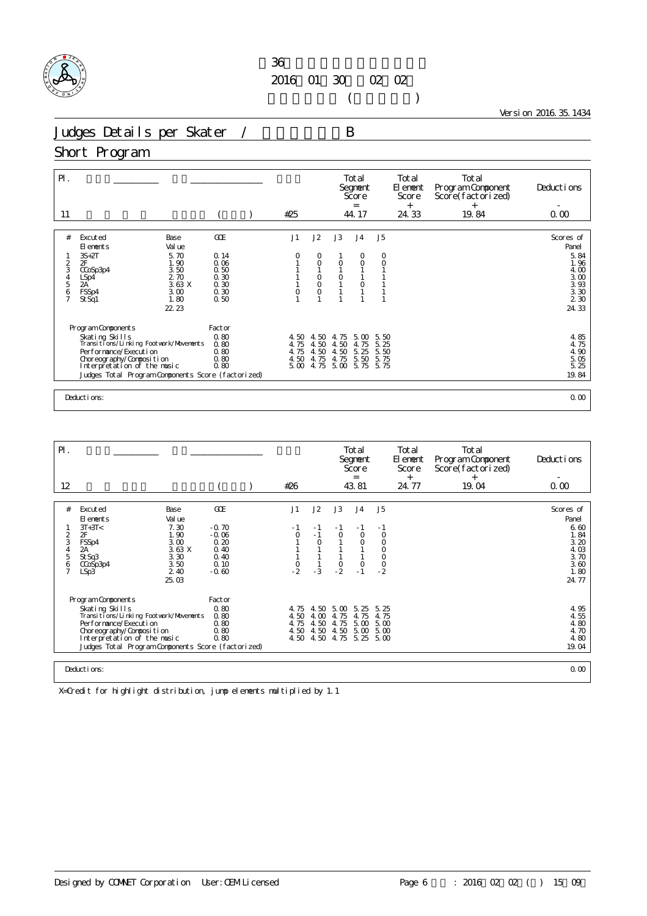36

2016 01 30 02 02

( )

Version 2016.35.1434

# Judges Details per Skater / B

## Short Program

| Pl. | | | Total Segment Score = | Total Element Score + | Total Program Component Score(factorized) + | Deductions - |
|---|---|---|---|---|---|---|
| 11 | ( ) | #25 | 44.17 | 24.33 | 19.84 | 0.00 |

| # | Executed Elements | Base Value | GOE | J1 | J2 | J3 | J4 | J5 | Scores of Panel |
|---|---|---|---|---|---|---|---|---|---|
| 1 | 3S+2T | 5.70 | 0.14 | 0 | 0 | 1 | 0 | 0 | 5.84 |
| 2 | 2F | 1.90 | 0.06 | 1 | 0 | 0 | 0 | 0 | 1.96 |
| 3 | CCoSp3p4 | 3.50 | 0.50 | 1 | 1 | 1 | 1 | 1 | 4.00 |
| 4 | LSp4 | 2.70 | 0.30 | 1 | 0 | 0 | 1 | 1 | 3.00 |
| 5 | 2A | 3.63 X | 0.30 | 1 | 0 | 1 | 0 | 1 | 3.93 |
| 6 | FSSp4 | 3.00 | 0.30 | 0 | 0 | 1 | 1 | 1 | 3.30 |
| 7 | StSq1 | 1.80 | 0.50 | 1 | 1 | 1 | 1 | 1 | 2.30 |
| | | 22.23 | | | | | | | 24.33 |

| Program Components | Factor | J1 | J2 | J3 | J4 | J5 | |
|---|---|---|---|---|---|---|---|
| Skating Skills | 0.80 | 4.50 | 4.50 | 4.75 | 5.00 | 5.50 | 4.85 |
| Transitions/Linking Footwork/Movements | 0.80 | 4.75 | 4.50 | 4.50 | 4.75 | 5.25 | 4.75 |
| Performance/Execution | 0.80 | 4.75 | 4.50 | 4.50 | 5.25 | 5.50 | 4.90 |
| Choreography/Composition | 0.80 | 4.50 | 4.75 | 4.75 | 5.50 | 5.75 | 5.05 |
| Interpretation of the music | 0.80 | 5.00 | 4.75 | 5.00 | 5.75 | 5.75 | 5.25 |
| Judges Total Program Components Score (factorized) | | | | | | | 19.84 |

Deductions: 0.00

| Pl. | | | Total Segment Score = | Total Element Score + | Total Program Component Score(factorized) + | Deductions - |
|---|---|---|---|---|---|---|
| 12 | ( ) | #26 | 43.81 | 24.77 | 19.04 | 0.00 |

| # | Executed Elements | Base Value | GOE | J1 | J2 | J3 | J4 | J5 | Scores of Panel |
|---|---|---|---|---|---|---|---|---|---|
| 1 | 3T+3T< | 7.30 | -0.70 | -1 | -1 | -1 | -1 | -1 | 6.60 |
| 2 | 2F | 1.90 | -0.06 | 0 | -1 | 0 | 0 | 0 | 1.84 |
| 3 | FSSp4 | 3.00 | 0.20 | 1 | 0 | 1 | 0 | 0 | 3.20 |
| 4 | 2A | 3.63 X | 0.40 | 1 | 1 | 1 | 1 | 0 | 4.03 |
| 5 | StSq3 | 3.30 | 0.40 | 1 | 1 | 1 | 1 | 0 | 3.70 |
| 6 | CCoSp3p4 | 3.50 | 0.10 | 0 | 1 | 0 | 0 | 0 | 3.60 |
| 7 | LSp3 | 2.40 | -0.60 | -2 | -3 | -2 | -1 | -2 | 1.80 |
| | | 25.03 | | | | | | | 24.77 |

| Program Components | Factor | J1 | J2 | J3 | J4 | J5 | |
|---|---|---|---|---|---|---|---|
| Skating Skills | 0.80 | 4.75 | 4.50 | 5.00 | 5.25 | 5.25 | 4.95 |
| Transitions/Linking Footwork/Movements | 0.80 | 4.50 | 4.00 | 4.75 | 4.75 | 4.75 | 4.55 |
| Performance/Execution | 0.80 | 4.75 | 4.50 | 4.75 | 5.00 | 5.00 | 4.80 |
| Choreography/Composition | 0.80 | 4.50 | 4.50 | 4.50 | 5.00 | 5.00 | 4.70 |
| Interpretation of the music | 0.80 | 4.50 | 4.50 | 4.75 | 5.25 | 5.00 | 4.80 |
| Judges Total Program Components Score (factorized) | | | | | | | 19.04 |

Deductions: 0.00

X=Credit for highlight distribution, jump elements multiplied by 1.1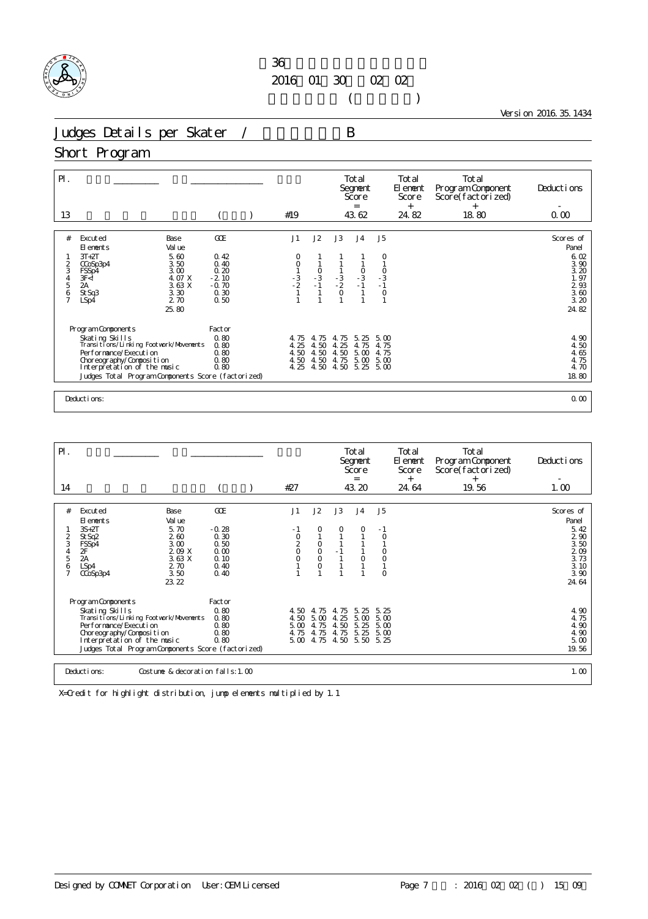36
2016 01 30 02 02
( )

Version 2016.35.1434

# Judges Details per Skater / B

## Short Program

| Pl. | | | | Total Segment Score = | Total Element Score + | Total Program Component Score(factorized) + | Deductions - |
|---|---|---|---|---|---|---|---|
| 13 | | ( ) | #19 | 43.62 | 24.82 | 18.80 | 0.00 |

| # | Excuted Elements | Base Value | GOE | J1 | J2 | J3 | J4 | J5 | Scores of Panel |
|---|---|---|---|---|---|---|---|---|---|
| 1 | 3T+2T | 5.60 | 0.42 | 0 | 1 | 1 | 1 | 0 | 6.02 |
| 2 | CCoSp3p4 | 3.50 | 0.40 | 0 | 1 | 1 | 1 | 1 | 3.90 |
| 3 | FSSp4 | 3.00 | 0.20 | 1 | 0 | 1 | 0 | 0 | 3.20 |
| 4 | 3F< | 4.07 X | -2.10 | -3 | -3 | -3 | -3 | -3 | 1.97 |
| 5 | 2A | 3.63 X | -0.70 | -2 | -1 | -2 | -1 | -1 | 2.93 |
| 6 | StSq3 | 3.30 | 0.30 | 1 | 1 | 0 | 1 | 0 | 3.60 |
| 7 | LSp4 | 2.70 | 0.50 | 1 | 1 | 1 | 1 | 1 | 3.20 |
| | | 25.80 | | | | | | | 24.82 |

| Program Components | Factor | J1 | J2 | J3 | J4 | J5 | |
|---|---|---|---|---|---|---|---|
| Skating Skills | 0.80 | 4.75 | 4.75 | 4.75 | 5.25 | 5.00 | 4.90 |
| Transitions/Linking Footwork/Movements | 0.80 | 4.25 | 4.50 | 4.25 | 4.75 | 4.75 | 4.50 |
| Performance/Execution | 0.80 | 4.50 | 4.50 | 4.50 | 5.00 | 4.75 | 4.65 |
| Choreography/Composition | 0.80 | 4.50 | 4.50 | 4.75 | 5.00 | 5.00 | 4.75 |
| Interpretation of the music | 0.80 | 4.25 | 4.50 | 4.50 | 5.25 | 5.00 | 4.70 |
| Judges Total Program Components Score (factorized) | | | | | | | 18.80 |

Deductions: 0.00

| Pl. | | | | Total Segment Score = | Total Element Score + | Total Program Component Score(factorized) + | Deductions - |
|---|---|---|---|---|---|---|---|
| 14 | | ( ) | #27 | 43.20 | 24.64 | 19.56 | 1.00 |

| # | Excuted Elements | Base Value | GOE | J1 | J2 | J3 | J4 | J5 | Scores of Panel |
|---|---|---|---|---|---|---|---|---|---|
| 1 | 3S+2T | 5.70 | -0.28 | -1 | 0 | 0 | 0 | -1 | 5.42 |
| 2 | StSq2 | 2.60 | 0.30 | 0 | 1 | 1 | 1 | 0 | 2.90 |
| 3 | FSSp4 | 3.00 | 0.50 | 2 | 0 | 1 | 1 | 1 | 3.50 |
| 4 | 2F | 2.09 X | 0.00 | 0 | 0 | -1 | 1 | 0 | 2.09 |
| 5 | 2A | 3.63 X | 0.10 | 0 | 0 | 1 | 0 | 0 | 3.73 |
| 6 | LSp4 | 2.70 | 0.40 | 1 | 0 | 1 | 1 | 1 | 3.10 |
| 7 | CCoSp3p4 | 3.50 | 0.40 | 1 | 1 | 1 | 1 | 0 | 3.90 |
| | | 23.22 | | | | | | | 24.64 |

| Program Components | Factor | J1 | J2 | J3 | J4 | J5 | |
|---|---|---|---|---|---|---|---|
| Skating Skills | 0.80 | 4.50 | 4.75 | 4.75 | 5.25 | 5.25 | 4.90 |
| Transitions/Linking Footwork/Movements | 0.80 | 4.50 | 5.00 | 4.25 | 5.00 | 5.00 | 4.75 |
| Performance/Execution | 0.80 | 5.00 | 4.75 | 4.50 | 5.25 | 5.00 | 4.90 |
| Choreography/Composition | 0.80 | 4.75 | 4.75 | 4.75 | 5.25 | 5.00 | 4.90 |
| Interpretation of the music | 0.80 | 5.00 | 4.75 | 4.50 | 5.50 | 5.25 | 5.00 |
| Judges Total Program Components Score (factorized) | | | | | | | 19.56 |

Deductions: Costume & decoration falls:1.00 — 1.00

X=Credit for highlight distribution, jump elements multiplied by 1.1

Designed by COMNET Corporation User:OEM Licensed : 2016 02 02 ( ) 15 09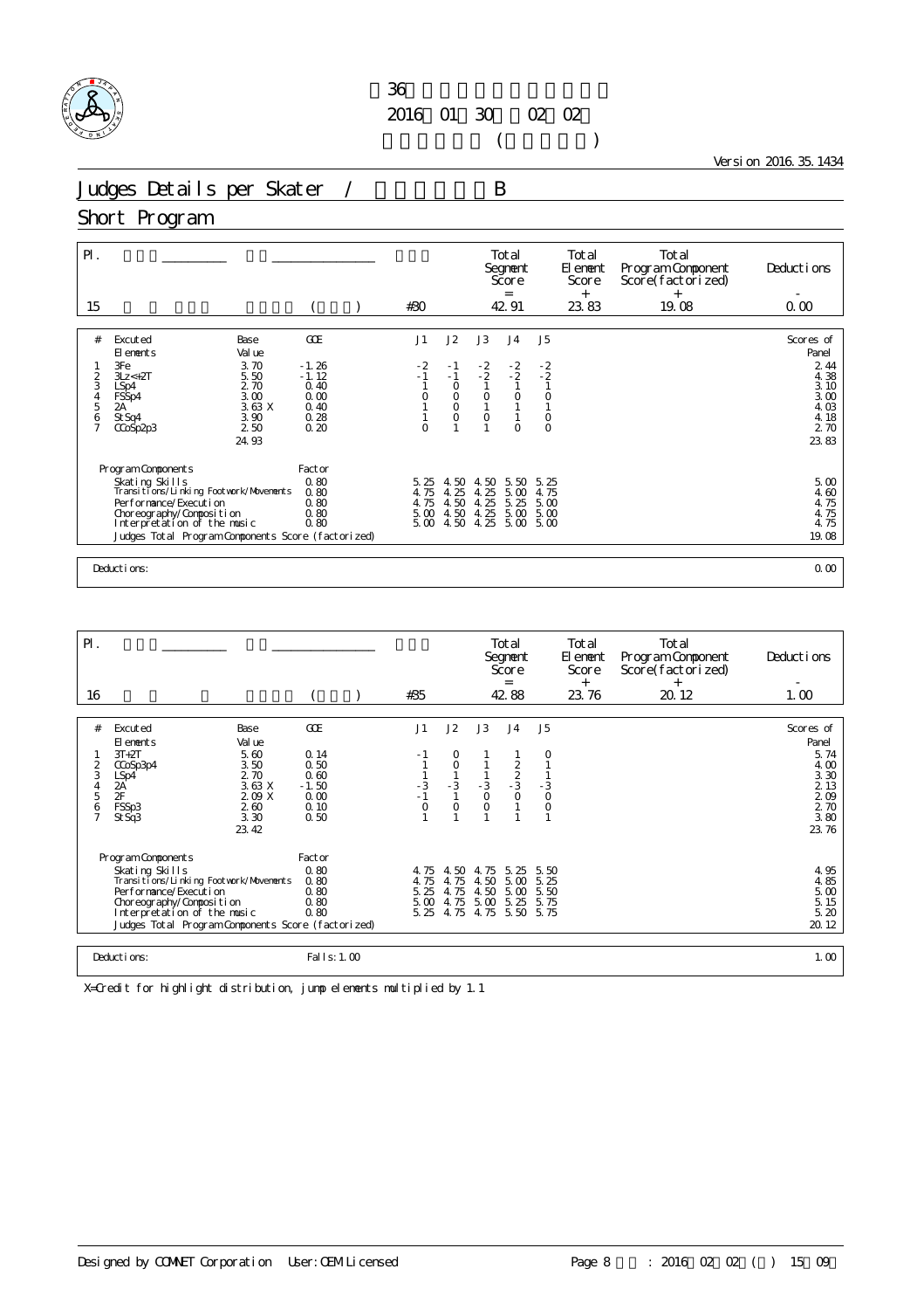36
2016 01 30 02 02
( )

Version 2016.35.1434

# Judges Details per Skater / B

## Short Program

| Pl. | | | | | Total Segment Score = | Total Element Score + | Total Program Component Score(factorized) + | Deductions - |
|---|---|---|---|---|---|---|---|---|
| 15 | | ( ) | #30 | | 42.91 | 23.83 | 19.08 | 0.00 |

| # | Excuted Elements | Base Value | GOE | J1 | J2 | J3 | J4 | J5 | Scores of Panel |
|---|---|---|---|---|---|---|---|---|---|
| 1 | 3Fe | 3.70 | -1.26 | -2 | -1 | -2 | -2 | -2 | 2.44 |
| 2 | 3Lz<+2T | 5.50 | -1.12 | -1 | -1 | -2 | -2 | -2 | 4.38 |
| 3 | LSp4 | 2.70 | 0.40 | 1 | 0 | 1 | 1 | 1 | 3.10 |
| 4 | FSSp4 | 3.00 | 0.00 | 0 | 0 | 0 | 0 | 0 | 3.00 |
| 5 | 2A | 3.63 X | 0.40 | 1 | 0 | 1 | 1 | 1 | 4.03 |
| 6 | StSq4 | 3.90 | 0.28 | 1 | 0 | 0 | 1 | 0 | 4.18 |
| 7 | CCoSp2p3 | 2.50 | 0.20 | 0 | 1 | 1 | 0 | 0 | 2.70 |
| | | 24.93 | | | | | | | 23.83 |

| Program Components | Factor | J1 | J2 | J3 | J4 | J5 | |
|---|---|---|---|---|---|---|---|
| Skating Skills | 0.80 | 5.25 | 4.50 | 4.50 | 5.50 | 5.25 | 5.00 |
| Transitions/Linking Footwork/Movements | 0.80 | 4.75 | 4.25 | 4.25 | 5.00 | 4.75 | 4.60 |
| Performance/Execution | 0.80 | 4.75 | 4.50 | 4.25 | 5.25 | 5.00 | 4.75 |
| Choreography/Composition | 0.80 | 5.00 | 4.50 | 4.25 | 5.00 | 5.00 | 4.75 |
| Interpretation of the music | 0.80 | 5.00 | 4.50 | 4.25 | 5.00 | 5.00 | 4.75 |
| Judges Total Program Components Score (factorized) | | | | | | | 19.08 |

Deductions: 0.00

| Pl. | | | | | Total Segment Score = | Total Element Score + | Total Program Component Score(factorized) + | Deductions - |
|---|---|---|---|---|---|---|---|---|
| 16 | | ( ) | #35 | | 42.88 | 23.76 | 20.12 | 1.00 |

| # | Excuted Elements | Base Value | GOE | J1 | J2 | J3 | J4 | J5 | Scores of Panel |
|---|---|---|---|---|---|---|---|---|---|
| 1 | 3T+2T | 5.60 | 0.14 | -1 | 0 | 1 | 1 | 0 | 5.74 |
| 2 | CCoSp3p4 | 3.50 | 0.50 | 1 | 0 | 1 | 2 | 1 | 4.00 |
| 3 | LSp4 | 2.70 | 0.60 | 1 | 1 | 1 | 2 | 1 | 3.30 |
| 4 | 2A | 3.63 X | -1.50 | -3 | -3 | -3 | -3 | -3 | 2.13 |
| 5 | 2F | 2.09 X | 0.00 | -1 | 1 | 0 | 0 | 0 | 2.09 |
| 6 | FSSp3 | 2.60 | 0.10 | 0 | 0 | 0 | 1 | 0 | 2.70 |
| 7 | StSq3 | 3.30 | 0.50 | 1 | 1 | 1 | 1 | 1 | 3.80 |
| | | 23.42 | | | | | | | 23.76 |

| Program Components | Factor | J1 | J2 | J3 | J4 | J5 | |
|---|---|---|---|---|---|---|---|
| Skating Skills | 0.80 | 4.75 | 4.50 | 4.75 | 5.25 | 5.50 | 4.95 |
| Transitions/Linking Footwork/Movements | 0.80 | 4.75 | 4.75 | 4.50 | 5.00 | 5.25 | 4.85 |
| Performance/Execution | 0.80 | 5.25 | 4.75 | 4.50 | 5.00 | 5.50 | 5.00 |
| Choreography/Composition | 0.80 | 5.00 | 4.75 | 5.00 | 5.25 | 5.75 | 5.15 |
| Interpretation of the music | 0.80 | 5.25 | 4.75 | 4.75 | 5.50 | 5.75 | 5.20 |
| Judges Total Program Components Score (factorized) | | | | | | | 20.12 |

Deductions: Falls: 1.00 — 1.00

X=Credit for highlight distribution, jump elements multiplied by 1.1

Designed by COMNET Corporation User: OEM Licensed Page 8 : 2016 02 02 ( ) 15 09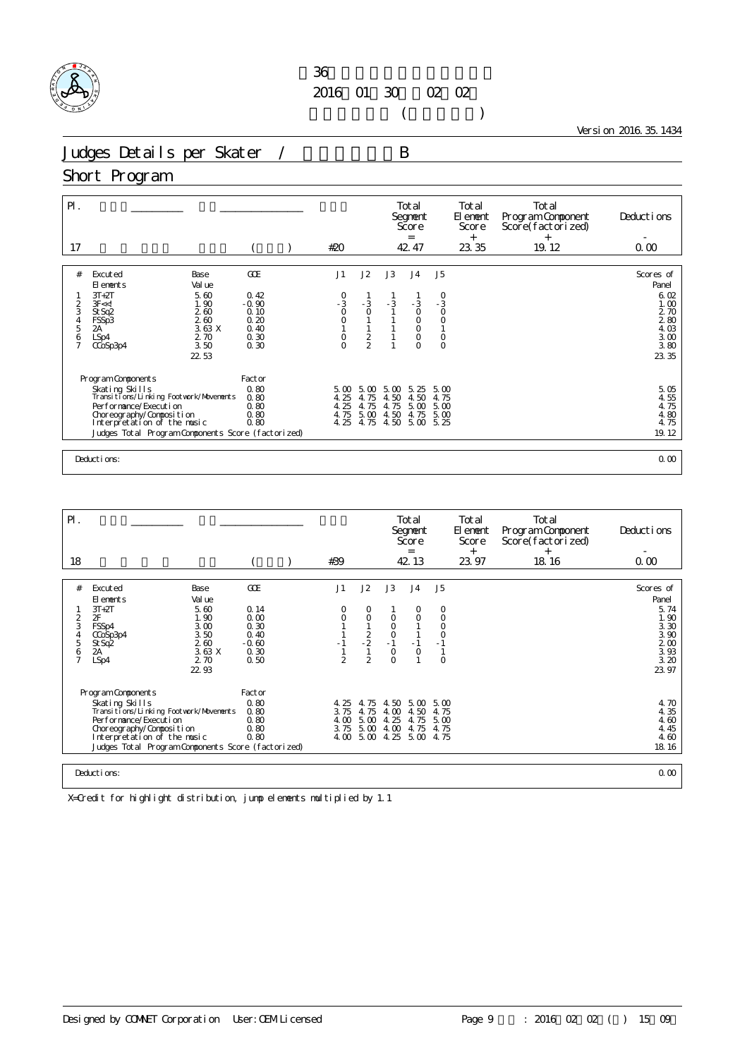36
2016 01 30 02 02
( )

Version 2016.35.1434

# Judges Details per Skater / B

## Short Program

| Pl. | | | | Total Segment Score = | Total Element Score + | Total Program Component Score(factorized) + | Deductions - |
|---|---|---|---|---|---|---|---|
| 17 | | ( ) | #20 | 42.47 | 23.35 | 19.12 | 0.00 |

| # | Executed Elements | Base Value | GOE | J1 | J2 | J3 | J4 | J5 | Scores of Panel |
|---|---|---|---|---|---|---|---|---|---|
| 1 | 3T+2T | 5.60 | 0.42 | 0 | 1 | 1 | 1 | 0 | 6.02 |
| 2 | 3F<<! | 1.90 | -0.90 | -3 | -3 | -3 | -3 | -3 | 1.00 |
| 3 | StSq2 | 2.60 | 0.10 | 0 | 0 | 1 | 0 | 0 | 2.70 |
| 4 | FSSp3 | 2.60 | 0.20 | 0 | 1 | 1 | 0 | 0 | 2.80 |
| 5 | 2A | 3.63 X | 0.40 | 1 | 1 | 1 | 0 | 1 | 4.03 |
| 6 | LSp4 | 2.70 | 0.30 | 0 | 2 | 1 | 0 | 0 | 3.00 |
| 7 | CCoSp3p4 | 3.50 | 0.30 | 0 | 2 | 1 | 0 | 0 | 3.80 |
| | | 22.53 | | | | | | | 23.35 |

| Program Components | Factor | J1 | J2 | J3 | J4 | J5 | |
|---|---|---|---|---|---|---|---|
| Skating Skills | 0.80 | 5.00 | 5.00 | 5.00 | 5.25 | 5.00 | 5.05 |
| Transitions/Linking Footwork/Movements | 0.80 | 4.25 | 4.75 | 4.50 | 4.50 | 4.75 | 4.55 |
| Performance/Execution | 0.80 | 4.25 | 4.75 | 4.75 | 5.00 | 5.00 | 4.75 |
| Choreography/Composition | 0.80 | 4.75 | 5.00 | 4.50 | 4.75 | 5.00 | 4.80 |
| Interpretation of the music | 0.80 | 4.25 | 4.75 | 4.50 | 5.00 | 5.25 | 4.75 |
| Judges Total Program Components Score (factorized) | | | | | | | 19.12 |

Deductions: 0.00

| Pl. | | | | Total Segment Score = | Total Element Score + | Total Program Component Score(factorized) + | Deductions - |
|---|---|---|---|---|---|---|---|
| 18 | | ( ) | #39 | 42.13 | 23.97 | 18.16 | 0.00 |

| # | Executed Elements | Base Value | GOE | J1 | J2 | J3 | J4 | J5 | Scores of Panel |
|---|---|---|---|---|---|---|---|---|---|
| 1 | 3T+2T | 5.60 | 0.14 | 0 | 0 | 1 | 0 | 0 | 5.74 |
| 2 | 2F | 1.90 | 0.00 | 0 | 0 | 0 | 0 | 0 | 1.90 |
| 3 | FSSp4 | 3.00 | 0.30 | 1 | 1 | 0 | 1 | 0 | 3.30 |
| 4 | CCoSp3p4 | 3.50 | 0.40 | 1 | 2 | 0 | 1 | 0 | 3.90 |
| 5 | StSq2 | 2.60 | -0.60 | -1 | -2 | -1 | -1 | -1 | 2.00 |
| 6 | 2A | 3.63 X | 0.30 | 1 | 1 | 0 | 0 | 1 | 3.93 |
| 7 | LSp4 | 2.70 | 0.50 | 2 | 2 | 0 | 1 | 0 | 3.20 |
| | | 22.93 | | | | | | | 23.97 |

| Program Components | Factor | J1 | J2 | J3 | J4 | J5 | |
|---|---|---|---|---|---|---|---|
| Skating Skills | 0.80 | 4.25 | 4.75 | 4.50 | 5.00 | 5.00 | 4.70 |
| Transitions/Linking Footwork/Movements | 0.80 | 3.75 | 4.75 | 4.00 | 4.50 | 4.75 | 4.35 |
| Performance/Execution | 0.80 | 4.00 | 5.00 | 4.25 | 4.75 | 5.00 | 4.60 |
| Choreography/Composition | 0.80 | 3.75 | 5.00 | 4.00 | 4.75 | 4.75 | 4.45 |
| Interpretation of the music | 0.80 | 4.00 | 5.00 | 4.25 | 5.00 | 4.75 | 4.60 |
| Judges Total Program Components Score (factorized) | | | | | | | 18.16 |

Deductions: 0.00

X=Credit for highlight distribution, jump elements multiplied by 1.1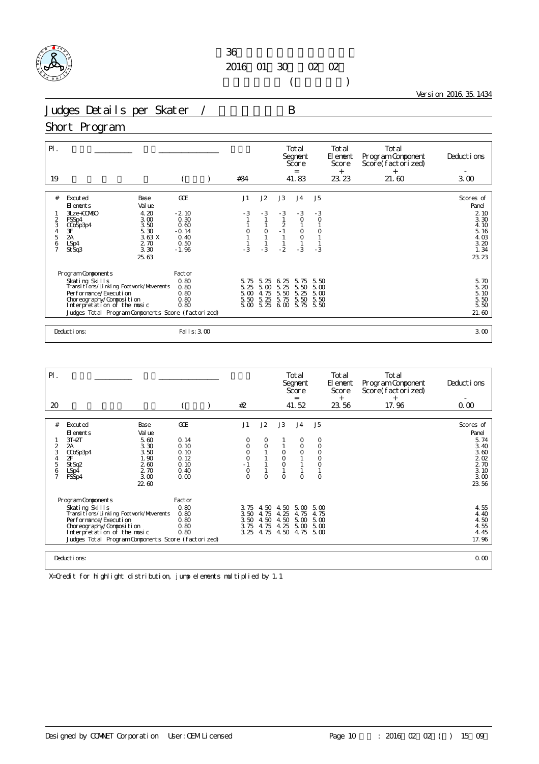# 36

2016 01 30 02 02

( )

Version 2016.35.1434

## Judges Details per Skater / B

## Short Program

| Pl. | | | | Total Segment Score = | Total Element Score + | Total Program Component Score(factorized) + | Deductions - |
|---|---|---|---|---|---|---|---|
| 19 | | ( ) | #34 | 41.83 | 23.23 | 21.60 | 3.00 |

| # | Excuted Elements | Base Value | GOE | J1 | J2 | J3 | J4 | J5 | Scores of Panel |
|---|---|---|---|---|---|---|---|---|---|
| 1 | 3Lze+COMBO | 4.20 | -2.10 | -3 | -3 | -3 | -3 | -3 | 2.10 |
| 2 | FSSp4 | 3.00 | 0.30 | 1 | 1 | 1 | 0 | 0 | 3.30 |
| 3 | CCoSp3p4 | 3.50 | 0.60 | 1 | 1 | 2 | 1 | 1 | 4.10 |
| 4 | 3F | 5.30 | -0.14 | 0 | 0 | -1 | 0 | 0 | 5.16 |
| 5 | 2A | 3.63 X | 0.40 | 1 | 1 | 1 | 0 | 1 | 4.03 |
| 6 | LSp4 | 2.70 | 0.50 | 1 | 1 | 1 | 1 | 1 | 3.20 |
| 7 | StSq3 | 3.30 | -1.96 | -3 | -3 | -2 | -3 | -3 | 1.34 |
| | | 25.63 | | | | | | | 23.23 |

| Program Components | Factor | J1 | J2 | J3 | J4 | J5 | |
|---|---|---|---|---|---|---|---|
| Skating Skills | 0.80 | 5.75 | 5.25 | 6.25 | 5.75 | 5.50 | 5.70 |
| Transitions/Linking Footwork/Movements | 0.80 | 5.25 | 5.00 | 5.25 | 5.50 | 5.00 | 5.20 |
| Performance/Execution | 0.80 | 5.00 | 4.75 | 5.50 | 5.25 | 5.00 | 5.10 |
| Choreography/Composition | 0.80 | 5.50 | 5.25 | 5.75 | 5.50 | 5.50 | 5.50 |
| Interpretation of the music | 0.80 | 5.00 | 5.25 | 6.00 | 5.75 | 5.50 | 5.50 |
| Judges Total Program Components Score (factorized) | | | | | | | 21.60 |

Deductions: Falls: 3.00 — 3.00

| Pl. | | | | Total Segment Score = | Total Element Score + | Total Program Component Score(factorized) + | Deductions - |
|---|---|---|---|---|---|---|---|
| 20 | | ( ) | #2 | 41.52 | 23.56 | 17.96 | 0.00 |

| # | Excuted Elements | Base Value | GOE | J1 | J2 | J3 | J4 | J5 | Scores of Panel |
|---|---|---|---|---|---|---|---|---|---|
| 1 | 3T+2T | 5.60 | 0.14 | 0 | 0 | 1 | 0 | 0 | 5.74 |
| 2 | 2A | 3.30 | 0.10 | 0 | 0 | 1 | 0 | 0 | 3.40 |
| 3 | CCoSp3p4 | 3.50 | 0.10 | 0 | 1 | 0 | 0 | 0 | 3.60 |
| 4 | 2F | 1.90 | 0.12 | 0 | 1 | 0 | 1 | 0 | 2.02 |
| 5 | StSq2 | 2.60 | 0.10 | -1 | 1 | 0 | 1 | 0 | 2.70 |
| 6 | LSp4 | 2.70 | 0.40 | 0 | 1 | 1 | 1 | 1 | 3.10 |
| 7 | FSSp4 | 3.00 | 0.00 | 0 | 0 | 0 | 0 | 0 | 3.00 |
| | | 22.60 | | | | | | | 23.56 |

| Program Components | Factor | J1 | J2 | J3 | J4 | J5 | |
|---|---|---|---|---|---|---|---|
| Skating Skills | 0.80 | 3.75 | 4.50 | 4.50 | 5.00 | 5.00 | 4.55 |
| Transitions/Linking Footwork/Movements | 0.80 | 3.50 | 4.75 | 4.25 | 4.75 | 4.75 | 4.40 |
| Performance/Execution | 0.80 | 3.50 | 4.50 | 4.50 | 5.00 | 5.00 | 4.50 |
| Choreography/Composition | 0.80 | 3.75 | 4.75 | 4.25 | 5.00 | 5.00 | 4.55 |
| Interpretation of the music | 0.80 | 3.25 | 4.75 | 4.50 | 4.75 | 5.00 | 4.45 |
| Judges Total Program Components Score (factorized) | | | | | | | 17.96 |

Deductions: 0.00

X=Credit for highlight distribution, jump elements multiplied by 1.1

Designed by COMNET Corporation User:OEM Licensed : 2016 02 02 ( ) 15 09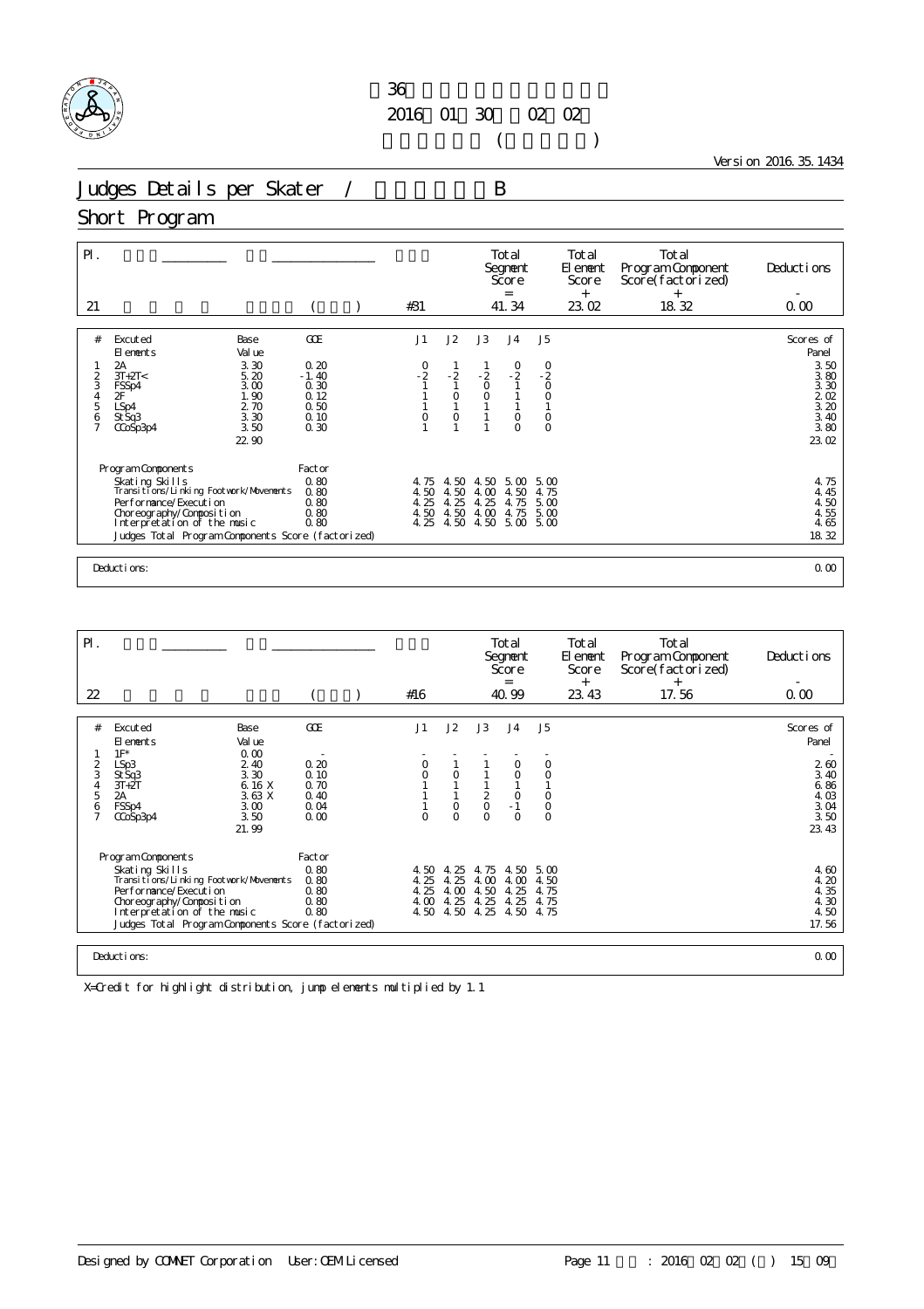36
2016 01 30 02 02
( )

Version 2016.35.1434

# Judges Details per Skater / B

## Short Program

| Pl. | | | | Total Segment Score = | Total Element Score + | Total Program Component Score(factorized) + | Deductions - |
|---|---|---|---|---|---|---|---|
| 21 | | ( ) | #31 | 41.34 | 23.02 | 18.32 | 0.00 |

| # | Executed Elements | Base Value | GOE | J1 | J2 | J3 | J4 | J5 | Scores of Panel |
|---|---|---|---|---|---|---|---|---|---|
| 1 | 2A | 3.30 | 0.20 | 0 | 1 | 1 | 0 | 0 | 3.50 |
| 2 | 3T+2T< | 5.20 | -1.40 | -2 | -2 | -2 | -2 | -2 | 3.80 |
| 3 | FSSp4 | 3.00 | 0.30 | 1 | 1 | 0 | 1 | 0 | 3.30 |
| 4 | 2F | 1.90 | 0.12 | 1 | 0 | 0 | 1 | 0 | 2.02 |
| 5 | LSp4 | 2.70 | 0.50 | 1 | 1 | 1 | 1 | 1 | 3.20 |
| 6 | StSq3 | 3.30 | 0.10 | 0 | 0 | 1 | 0 | 0 | 3.40 |
| 7 | CCoSp3p4 | 3.50 | 0.30 | 1 | 1 | 1 | 0 | 0 | 3.80 |
| | | 22.90 | | | | | | | 23.02 |

| Program Components | Factor | J1 | J2 | J3 | J4 | J5 | |
|---|---|---|---|---|---|---|---|
| Skating Skills | 0.80 | 4.75 | 4.50 | 4.50 | 5.00 | 5.00 | 4.75 |
| Transitions/Linking Footwork/Movements | 0.80 | 4.50 | 4.50 | 4.00 | 4.50 | 4.75 | 4.45 |
| Performance/Execution | 0.80 | 4.25 | 4.25 | 4.25 | 4.75 | 5.00 | 4.50 |
| Choreography/Composition | 0.80 | 4.50 | 4.50 | 4.00 | 4.75 | 5.00 | 4.55 |
| Interpretation of the music | 0.80 | 4.25 | 4.50 | 4.50 | 5.00 | 5.00 | 4.65 |
| Judges Total Program Components Score (factorized) | | | | | | | 18.32 |

Deductions: 0.00

| Pl. | | | | Total Segment Score = | Total Element Score + | Total Program Component Score(factorized) + | Deductions - |
|---|---|---|---|---|---|---|---|
| 22 | | ( ) | #16 | 40.99 | 23.43 | 17.56 | 0.00 |

| # | Executed Elements | Base Value | GOE | J1 | J2 | J3 | J4 | J5 | Scores of Panel |
|---|---|---|---|---|---|---|---|---|---|
| 1 | 1F* | 0.00 | - | - | - | - | - | - | - |
| 2 | LSp3 | 2.40 | 0.20 | 0 | 1 | 1 | 0 | 0 | 2.60 |
| 3 | StSq3 | 3.30 | 0.10 | 0 | 0 | 1 | 0 | 0 | 3.40 |
| 4 | 3T+2T | 6.16 X | 0.70 | 1 | 1 | 1 | 1 | 1 | 6.86 |
| 5 | 2A | 3.63 X | 0.40 | 1 | 1 | 2 | 0 | 0 | 4.03 |
| 6 | FSSp4 | 3.00 | 0.04 | 1 | 0 | 0 | -1 | 0 | 3.04 |
| 7 | CCoSp3p4 | 3.50 | 0.00 | 0 | 0 | 0 | 0 | 0 | 3.50 |
| | | 21.99 | | | | | | | 23.43 |

| Program Components | Factor | J1 | J2 | J3 | J4 | J5 | |
|---|---|---|---|---|---|---|---|
| Skating Skills | 0.80 | 4.50 | 4.25 | 4.75 | 4.50 | 5.00 | 4.60 |
| Transitions/Linking Footwork/Movements | 0.80 | 4.25 | 4.25 | 4.00 | 4.00 | 4.50 | 4.20 |
| Performance/Execution | 0.80 | 4.25 | 4.00 | 4.50 | 4.25 | 4.75 | 4.35 |
| Choreography/Composition | 0.80 | 4.00 | 4.25 | 4.25 | 4.25 | 4.75 | 4.30 |
| Interpretation of the music | 0.80 | 4.50 | 4.50 | 4.25 | 4.50 | 4.75 | 4.50 |
| Judges Total Program Components Score (factorized) | | | | | | | 17.56 |

Deductions: 0.00

X=Credit for highlight distribution, jump elements multiplied by 1.1

Designed by COMNET Corporation User:OEM Licensed : 2016 02 02 ( ) 15 09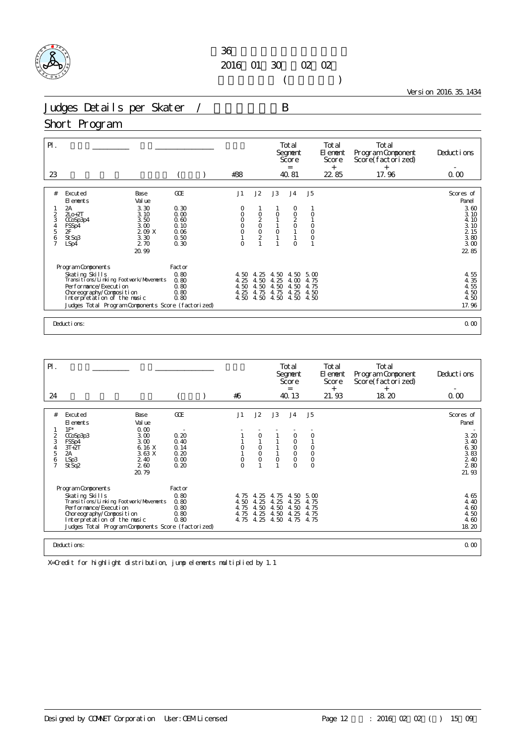36

2016 01 30 02 02

( )

Version 2016.35.1434

# Judges Details per Skater / B

## Short Program

| Pl. | | | | | Total Segment Score = | Total Element Score + | Total Program Component Score(factorized) + | Deductions - |
|---|---|---|---|---|---|---|---|---|
| 23 | | ( ) | #38 | | 40.81 | 22.85 | 17.96 | 0.00 |

| # | Excuted Elements | Base Value | GOE | J1 | J2 | J3 | J4 | J5 | Scores of Panel |
|---|---|---|---|---|---|---|---|---|---|
| 1 | 2A | 3.30 | 0.30 | 0 | 1 | 1 | 0 | 1 | 3.60 |
| 2 | 2Lo+2T | 3.10 | 0.00 | 0 | 0 | 0 | 0 | 0 | 3.10 |
| 3 | CCoSp3p4 | 3.50 | 0.60 | 0 | 2 | 1 | 2 | 1 | 4.10 |
| 4 | FSSp4 | 3.00 | 0.10 | 0 | 0 | 1 | 0 | 0 | 3.10 |
| 5 | 2F | 2.09 X | 0.06 | 0 | 0 | 0 | 1 | 0 | 2.15 |
| 6 | StSq3 | 3.30 | 0.50 | 1 | 2 | 1 | 1 | 0 | 3.80 |
| 7 | LSp4 | 2.70 | 0.30 | 0 | 1 | 1 | 0 | 1 | 3.00 |
| | | 20.99 | | | | | | | 22.85 |

| Program Components | Factor | J1 | J2 | J3 | J4 | J5 | |
|---|---|---|---|---|---|---|---|
| Skating Skills | 0.80 | 4.50 | 4.25 | 4.50 | 4.50 | 5.00 | 4.55 |
| Transitions/Linking Footwork/Movements | 0.80 | 4.25 | 4.50 | 4.25 | 4.00 | 4.75 | 4.35 |
| Performance/Execution | 0.80 | 4.50 | 4.50 | 4.50 | 4.50 | 4.75 | 4.55 |
| Choreography/Composition | 0.80 | 4.25 | 4.75 | 4.75 | 4.25 | 4.50 | 4.50 |
| Interpretation of the music | 0.80 | 4.50 | 4.50 | 4.50 | 4.50 | 4.50 | 4.50 |
| Judges Total Program Components Score (factorized) | | | | | | | 17.96 |

Deductions: 0.00

| Pl. | | | | | Total Segment Score = | Total Element Score + | Total Program Component Score(factorized) + | Deductions - |
|---|---|---|---|---|---|---|---|---|
| 24 | | ( ) | #6 | | 40.13 | 21.93 | 18.20 | 0.00 |

| # | Excuted Elements | Base Value | GOE | J1 | J2 | J3 | J4 | J5 | Scores of Panel |
|---|---|---|---|---|---|---|---|---|---|
| 1 | 1F* | 0.00 | - | - | - | - | - | - | - |
| 2 | CCoSp3p3 | 3.00 | 0.20 | 1 | 0 | 1 | 0 | 0 | 3.20 |
| 3 | FSSp4 | 3.00 | 0.40 | 1 | 1 | 1 | 0 | 1 | 3.40 |
| 4 | 3T+2T | 6.16 X | 0.14 | 0 | 0 | 1 | 0 | 0 | 6.30 |
| 5 | 2A | 3.63 X | 0.20 | 1 | 0 | 1 | 0 | 0 | 3.83 |
| 6 | LSp3 | 2.40 | 0.00 | 0 | 0 | 0 | 0 | 0 | 2.40 |
| 7 | StSq2 | 2.60 | 0.20 | 0 | 1 | 1 | 0 | 0 | 2.80 |
| | | 20.79 | | | | | | | 21.93 |

| Program Components | Factor | J1 | J2 | J3 | J4 | J5 | |
|---|---|---|---|---|---|---|---|
| Skating Skills | 0.80 | 4.75 | 4.25 | 4.75 | 4.50 | 5.00 | 4.65 |
| Transitions/Linking Footwork/Movements | 0.80 | 4.50 | 4.25 | 4.25 | 4.25 | 4.75 | 4.40 |
| Performance/Execution | 0.80 | 4.75 | 4.50 | 4.50 | 4.50 | 4.75 | 4.60 |
| Choreography/Composition | 0.80 | 4.75 | 4.25 | 4.50 | 4.25 | 4.75 | 4.50 |
| Interpretation of the music | 0.80 | 4.75 | 4.25 | 4.50 | 4.75 | 4.75 | 4.60 |
| Judges Total Program Components Score (factorized) | | | | | | | 18.20 |

Deductions: 0.00

X=Credit for highlight distribution, jump elements multiplied by 1.1

Designed by COMNET Corporation User:OEM Licensed : 2016 02 02 ( ) 15 09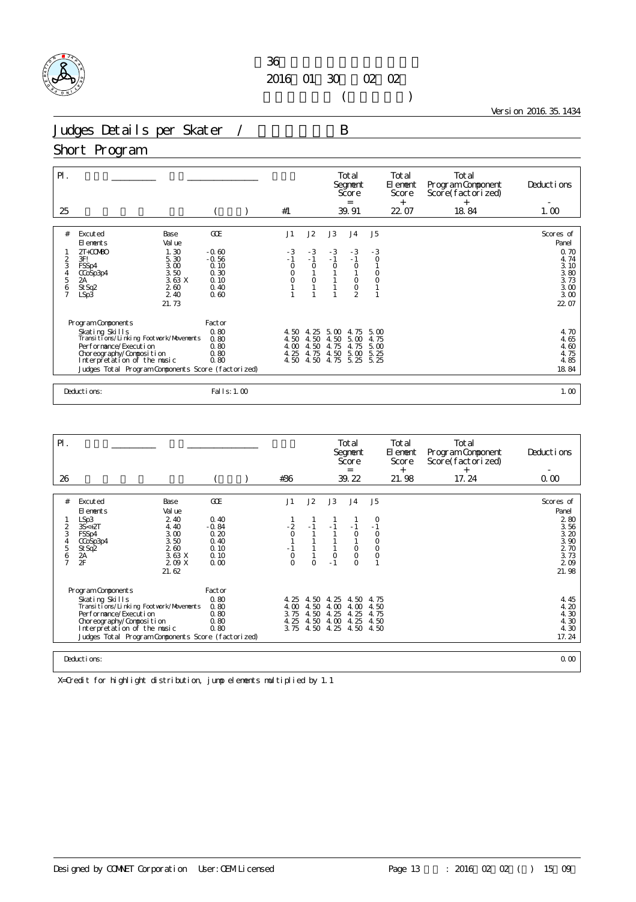36
2016 01 30 02 02
( )

Version 2016.35.1434

# Judges Details per Skater / B

## Short Program

| Pl. | | | | | Total Segment Score = | Total Element Score + | Total Program Component Score(factorized) + | Deductions - |
|---|---|---|---|---|---|---|---|---|
| 25 | | ( ) | #1 | | 39.91 | 22.07 | 18.84 | 1.00 |

| # | Excuted Elements | Base Value | GOE | J1 | J2 | J3 | J4 | J5 | Scores of Panel |
|---|---|---|---|---|---|---|---|---|---|
| 1 | 2T+COMBO | 1.30 | -0.60 | -3 | -3 | -3 | -3 | -3 | 0.70 |
| 2 | 3F! | 5.30 | -0.56 | -1 | -1 | -1 | -1 | 0 | 4.74 |
| 3 | FSSp4 | 3.00 | 0.10 | 0 | 0 | 0 | 0 | 1 | 3.10 |
| 4 | CCoSp3p4 | 3.50 | 0.30 | 0 | 1 | 1 | 1 | 0 | 3.80 |
| 5 | 2A | 3.63 X | 0.10 | 0 | 0 | 1 | 0 | 0 | 3.73 |
| 6 | StSq2 | 2.60 | 0.40 | 1 | 1 | 1 | 0 | 1 | 3.00 |
| 7 | LSp3 | 2.40 | 0.60 | 1 | 1 | 1 | 2 | 1 | 3.00 |
| | | 21.73 | | | | | | | 22.07 |

| Program Components | Factor | J1 | J2 | J3 | J4 | J5 | |
|---|---|---|---|---|---|---|---|
| Skating Skills | 0.80 | 4.50 | 4.25 | 5.00 | 4.75 | 5.00 | 4.70 |
| Transitions/Linking Footwork/Movements | 0.80 | 4.50 | 4.50 | 4.50 | 5.00 | 4.75 | 4.65 |
| Performance/Execution | 0.80 | 4.00 | 4.50 | 4.75 | 4.75 | 5.00 | 4.60 |
| Choreography/Composition | 0.80 | 4.25 | 4.75 | 4.50 | 5.00 | 5.25 | 4.75 |
| Interpretation of the music | 0.80 | 4.50 | 4.50 | 4.75 | 5.25 | 5.25 | 4.85 |
| Judges Total Program Components Score (factorized) | | | | | | | 18.84 |

Deductions: Falls: 1.00 — 1.00

| Pl. | | | | | Total Segment Score = | Total Element Score + | Total Program Component Score(factorized) + | Deductions - |
|---|---|---|---|---|---|---|---|---|
| 26 | | ( ) | #36 | | 39.22 | 21.98 | 17.24 | 0.00 |

| # | Excuted Elements | Base Value | GOE | J1 | J2 | J3 | J4 | J5 | Scores of Panel |
|---|---|---|---|---|---|---|---|---|---|
| 1 | LSp3 | 2.40 | 0.40 | 1 | 1 | 1 | 1 | 0 | 2.80 |
| 2 | 3S<+2T | 4.40 | -0.84 | -2 | -1 | -1 | -1 | -1 | 3.56 |
| 3 | FSSp4 | 3.00 | 0.20 | 0 | 1 | 1 | 0 | 0 | 3.20 |
| 4 | CCoSp3p4 | 3.50 | 0.40 | 1 | 1 | 1 | 1 | 0 | 3.90 |
| 5 | StSq2 | 2.60 | 0.10 | -1 | 1 | 1 | 0 | 0 | 2.70 |
| 6 | 2A | 3.63 X | 0.10 | 0 | 1 | 0 | 0 | 0 | 3.73 |
| 7 | 2F | 2.09 X | 0.00 | 0 | 0 | -1 | 0 | 1 | 2.09 |
| | | 21.62 | | | | | | | 21.98 |

| Program Components | Factor | J1 | J2 | J3 | J4 | J5 | |
|---|---|---|---|---|---|---|---|
| Skating Skills | 0.80 | 4.25 | 4.50 | 4.25 | 4.50 | 4.75 | 4.45 |
| Transitions/Linking Footwork/Movements | 0.80 | 4.00 | 4.50 | 4.00 | 4.00 | 4.50 | 4.20 |
| Performance/Execution | 0.80 | 3.75 | 4.50 | 4.25 | 4.25 | 4.75 | 4.30 |
| Choreography/Composition | 0.80 | 4.25 | 4.50 | 4.00 | 4.25 | 4.50 | 4.30 |
| Interpretation of the music | 0.80 | 3.75 | 4.50 | 4.25 | 4.50 | 4.50 | 4.30 |
| Judges Total Program Components Score (factorized) | | | | | | | 17.24 |

Deductions: 0.00

X=Credit for highlight distribution, jump elements multiplied by 1.1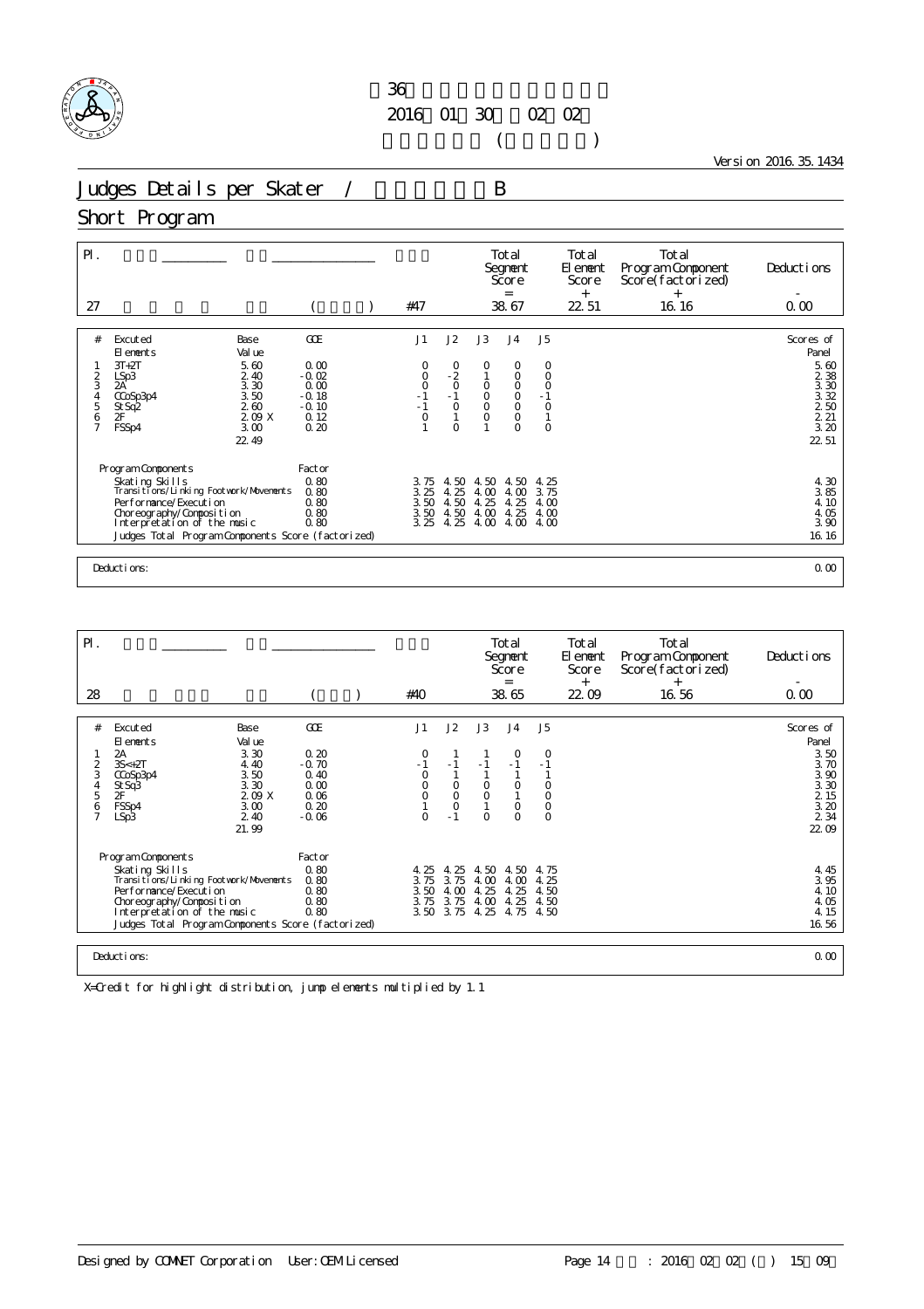36
2016 01 30 02 02
( )

Version 2016.35.1434

# Judges Details per Skater / B

## Short Program

| Pl. | | | | Total Segment Score = | Total Element Score + | Total Program Component Score (factorized) + | Deductions - |
|---|---|---|---|---|---|---|---|
| 27 | | ( ) | #47 | 38.67 | 22.51 | 16.16 | 0.00 |

| # | Excuted Elements | Base Value | GOE | J1 | J2 | J3 | J4 | J5 | Scores of Panel |
|---|---|---|---|---|---|---|---|---|---|
| 1 | 3T+2T | 5.60 | 0.00 | 0 | 0 | 0 | 0 | 0 | 5.60 |
| 2 | LSp3 | 2.40 | -0.02 | 0 | -2 | 1 | 0 | 0 | 2.38 |
| 3 | 2A | 3.30 | 0.00 | 0 | 0 | 0 | 0 | 0 | 3.30 |
| 4 | CCoSp3p4 | 3.50 | -0.18 | -1 | -1 | 0 | 0 | -1 | 3.32 |
| 5 | StSq2 | 2.60 | -0.10 | -1 | 0 | 0 | 0 | 0 | 2.50 |
| 6 | 2F | 2.09 X | 0.12 | 0 | 1 | 0 | 0 | 1 | 2.21 |
| 7 | FSSp4 | 3.00 | 0.20 | 1 | 0 | 1 | 0 | 0 | 3.20 |
| | | 22.49 | | | | | | | 22.51 |

| Program Components | Factor | J1 | J2 | J3 | J4 | J5 | |
|---|---|---|---|---|---|---|---|
| Skating Skills | 0.80 | 3.75 | 4.50 | 4.50 | 4.50 | 4.25 | 4.30 |
| Transitions/Linking Footwork/Movements | 0.80 | 3.25 | 4.25 | 4.00 | 4.00 | 3.75 | 3.85 |
| Performance/Execution | 0.80 | 3.50 | 4.50 | 4.25 | 4.25 | 4.00 | 4.10 |
| Choreography/Composition | 0.80 | 3.50 | 4.50 | 4.00 | 4.25 | 4.00 | 4.05 |
| Interpretation of the music | 0.80 | 3.25 | 4.25 | 4.00 | 4.00 | 4.00 | 3.90 |
| Judges Total Program Components Score (factorized) | | | | | | | 16.16 |

Deductions: 0.00

| Pl. | | | | Total Segment Score = | Total Element Score + | Total Program Component Score (factorized) + | Deductions - |
|---|---|---|---|---|---|---|---|
| 28 | | ( ) | #40 | 38.65 | 22.09 | 16.56 | 0.00 |

| # | Excuted Elements | Base Value | GOE | J1 | J2 | J3 | J4 | J5 | Scores of Panel |
|---|---|---|---|---|---|---|---|---|---|
| 1 | 2A | 3.30 | 0.20 | 0 | 1 | 1 | 0 | 0 | 3.50 |
| 2 | 3S<+2T | 4.40 | -0.70 | -1 | -1 | -1 | -1 | -1 | 3.70 |
| 3 | CCoSp3p4 | 3.50 | 0.40 | 0 | 1 | 1 | 1 | 1 | 3.90 |
| 4 | StSq3 | 3.30 | 0.00 | 0 | 0 | 0 | 0 | 0 | 3.30 |
| 5 | 2F | 2.09 X | 0.06 | 0 | 0 | 0 | 1 | 0 | 2.15 |
| 6 | FSSp4 | 3.00 | 0.20 | 1 | 0 | 1 | 0 | 0 | 3.20 |
| 7 | LSp3 | 2.40 | -0.06 | 0 | -1 | 0 | 0 | 0 | 2.34 |
| | | 21.99 | | | | | | | 22.09 |

| Program Components | Factor | J1 | J2 | J3 | J4 | J5 | |
|---|---|---|---|---|---|---|---|
| Skating Skills | 0.80 | 4.25 | 4.25 | 4.50 | 4.50 | 4.75 | 4.45 |
| Transitions/Linking Footwork/Movements | 0.80 | 3.75 | 3.75 | 4.00 | 4.00 | 4.25 | 3.95 |
| Performance/Execution | 0.80 | 3.50 | 4.00 | 4.25 | 4.25 | 4.50 | 4.10 |
| Choreography/Composition | 0.80 | 3.75 | 3.75 | 4.00 | 4.25 | 4.50 | 4.05 |
| Interpretation of the music | 0.80 | 3.50 | 3.75 | 4.25 | 4.75 | 4.50 | 4.15 |
| Judges Total Program Components Score (factorized) | | | | | | | 16.56 |

Deductions: 0.00

X=Credit for highlight distribution, jump elements multiplied by 1.1

Designed by COMNET Corporation User:OEM Licensed : 2016 02 02 ( ) 15 09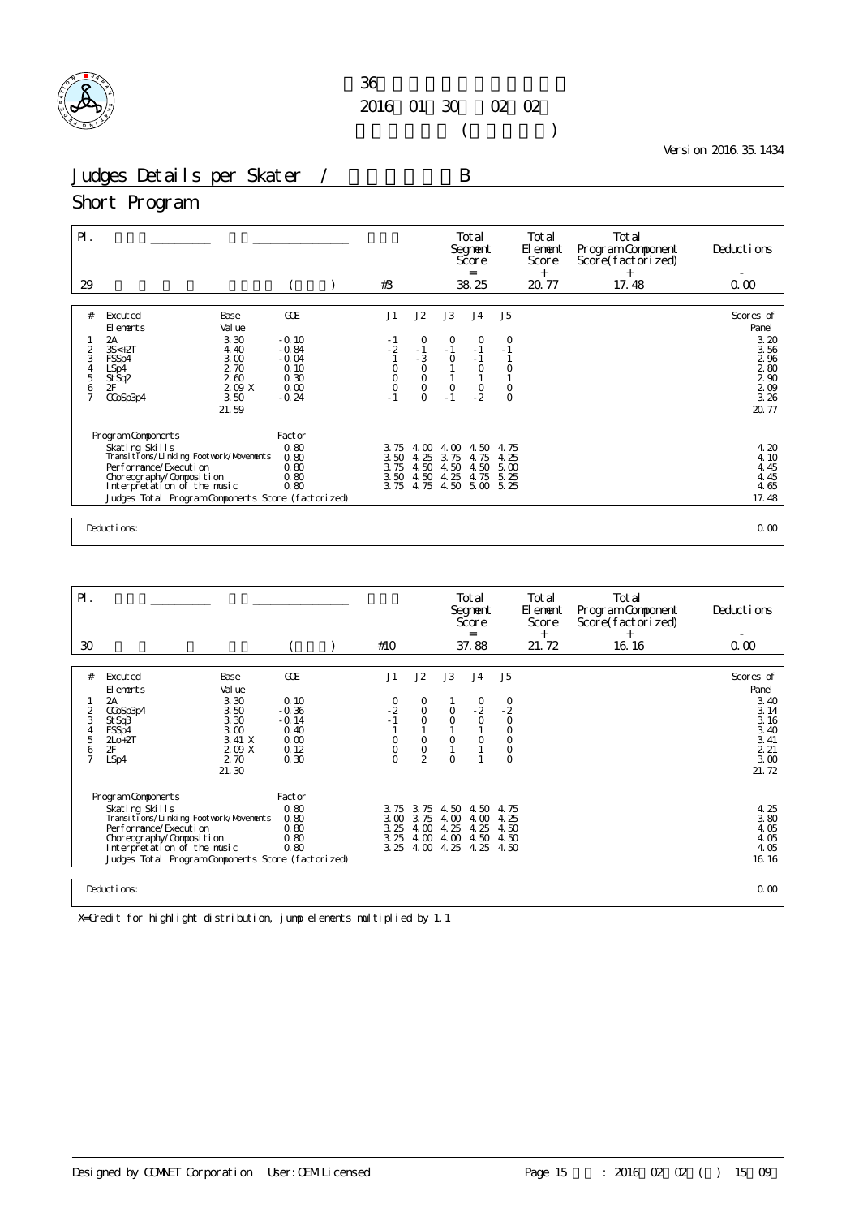36
2016 01 30 02 02
( )

Version 2016.35.1434

# Judges Details per Skater / B

## Short Program

| Pl. | | | | Total Segment Score = | Total Element Score + | Total Program Component Score(factorized) + | Deductions - |
|---|---|---|---|---|---|---|---|
| 29 | | ( ) | #3 | 38.25 | 20.77 | 17.48 | 0.00 |

| # | Excuted Elements | Base Value | GOE | J1 | J2 | J3 | J4 | J5 | Scores of Panel |
|---|---|---|---|---|---|---|---|---|---|
| 1 | 2A | 3.30 | -0.10 | -1 | 0 | 0 | 0 | 0 | 3.20 |
| 2 | 3S<+2T | 4.40 | -0.84 | -2 | -1 | -1 | -1 | -1 | 3.56 |
| 3 | FSSp4 | 3.00 | -0.04 | 1 | -3 | 0 | -1 | 1 | 2.96 |
| 4 | LSp4 | 2.70 | 0.10 | 0 | 0 | 1 | 0 | 0 | 2.80 |
| 5 | StSq2 | 2.60 | 0.30 | 0 | 0 | 1 | 1 | 1 | 2.90 |
| 6 | 2F | 2.09 X | 0.00 | 0 | 0 | 0 | 0 | 0 | 2.09 |
| 7 | CCoSp3p4 | 3.50 | -0.24 | -1 | 0 | -1 | -2 | 0 | 3.26 |
| | | 21.59 | | | | | | | 20.77 |

| Program Components | Factor | J1 | J2 | J3 | J4 | J5 | |
|---|---|---|---|---|---|---|---|
| Skating Skills | 0.80 | 3.75 | 4.00 | 4.00 | 4.50 | 4.75 | 4.20 |
| Transitions/Linking Footwork/Movements | 0.80 | 3.50 | 4.25 | 3.75 | 4.75 | 4.25 | 4.10 |
| Performance/Execution | 0.80 | 3.75 | 4.50 | 4.50 | 4.50 | 5.00 | 4.45 |
| Choreography/Composition | 0.80 | 3.50 | 4.50 | 4.25 | 4.75 | 5.25 | 4.45 |
| Interpretation of the music | 0.80 | 3.75 | 4.75 | 4.50 | 5.00 | 5.25 | 4.65 |
| Judges Total Program Components Score (factorized) | | | | | | | 17.48 |

Deductions: 0.00

| Pl. | | | | Total Segment Score = | Total Element Score + | Total Program Component Score(factorized) + | Deductions - |
|---|---|---|---|---|---|---|---|
| 30 | | ( ) | #10 | 37.88 | 21.72 | 16.16 | 0.00 |

| # | Excuted Elements | Base Value | GOE | J1 | J2 | J3 | J4 | J5 | Scores of Panel |
|---|---|---|---|---|---|---|---|---|---|
| 1 | 2A | 3.30 | 0.10 | 0 | 0 | 1 | 0 | 0 | 3.40 |
| 2 | CCoSp3p4 | 3.50 | -0.36 | -2 | 0 | 0 | -2 | -2 | 3.14 |
| 3 | StSq3 | 3.30 | -0.14 | -1 | 0 | 0 | 0 | 0 | 3.16 |
| 4 | FSSp4 | 3.00 | 0.40 | 1 | 1 | 1 | 1 | 0 | 3.40 |
| 5 | 2Lo+2T | 3.41 X | 0.00 | 0 | 0 | 0 | 0 | 0 | 3.41 |
| 6 | 2F | 2.09 X | 0.12 | 0 | 0 | 1 | 1 | 0 | 2.21 |
| 7 | LSp4 | 2.70 | 0.30 | 0 | 2 | 0 | 1 | 0 | 3.00 |
| | | 21.30 | | | | | | | 21.72 |

| Program Components | Factor | J1 | J2 | J3 | J4 | J5 | |
|---|---|---|---|---|---|---|---|
| Skating Skills | 0.80 | 3.75 | 3.75 | 4.50 | 4.50 | 4.75 | 4.25 |
| Transitions/Linking Footwork/Movements | 0.80 | 3.00 | 3.75 | 4.00 | 4.00 | 4.25 | 3.80 |
| Performance/Execution | 0.80 | 3.25 | 4.00 | 4.25 | 4.25 | 4.50 | 4.05 |
| Choreography/Composition | 0.80 | 3.25 | 4.00 | 4.00 | 4.50 | 4.50 | 4.05 |
| Interpretation of the music | 0.80 | 3.25 | 4.00 | 4.25 | 4.25 | 4.50 | 4.05 |
| Judges Total Program Components Score (factorized) | | | | | | | 16.16 |

Deductions: 0.00

X=Credit for highlight distribution, jump elements multiplied by 1.1

Designed by COMNET Corporation User:OEM Licensed : 2016 02 02 ( ) 15 09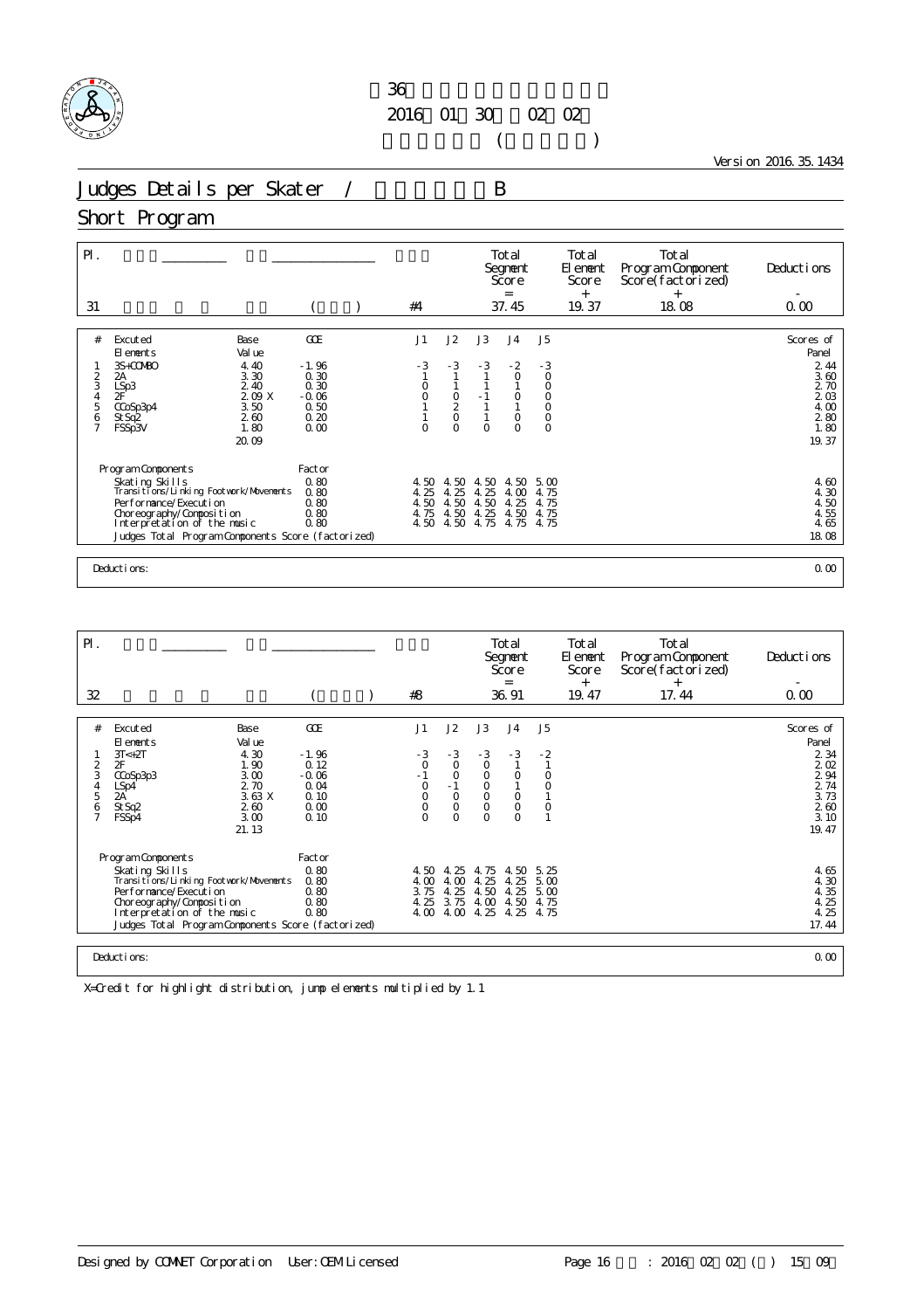第36回 ... 

2016年01月30日 ～ 02月02日

( )

Version 2016.35.1434

# Judges Details per Skater / B

## Short Program

| Pl. | | | | Total Segment Score = | Total Element Score + | Total Program Component Score(factorized) + | Deductions - |
|---|---|---|---|---|---|---|---|
| 31 | | ( ) | #4 | 37.45 | 19.37 | 18.08 | 0.00 |

| # | Excuted Elements | Base Value | GOE | J1 | J2 | J3 | J4 | J5 | Scores of Panel |
|---|---|---|---|---|---|---|---|---|---|
| 1 | 3S+COMBO | 4.40 | -1.96 | -3 | -3 | -3 | -2 | -3 | 2.44 |
| 2 | 2A | 3.30 | 0.30 | 1 | 1 | 1 | 0 | 0 | 3.60 |
| 3 | LSp3 | 2.40 | 0.30 | 0 | 1 | 1 | 1 | 0 | 2.70 |
| 4 | 2F | 2.09 X | -0.06 | 0 | 0 | -1 | 0 | 0 | 2.03 |
| 5 | CCoSp3p4 | 3.50 | 0.50 | 1 | 2 | 1 | 1 | 0 | 4.00 |
| 6 | StSq2 | 2.60 | 0.20 | 1 | 0 | 1 | 0 | 0 | 2.80 |
| 7 | FSSp3V | 1.80 | 0.00 | 0 | 0 | 0 | 0 | 0 | 1.80 |
| | | 20.09 | | | | | | | 19.37 |

| Program Components | Factor | J1 | J2 | J3 | J4 | J5 | |
|---|---|---|---|---|---|---|---|
| Skating Skills | 0.80 | 4.50 | 4.50 | 4.50 | 4.50 | 5.00 | 4.60 |
| Transitions/Linking Footwork/Movements | 0.80 | 4.25 | 4.25 | 4.25 | 4.00 | 4.75 | 4.30 |
| Performance/Execution | 0.80 | 4.50 | 4.50 | 4.50 | 4.25 | 4.75 | 4.50 |
| Choreography/Composition | 0.80 | 4.75 | 4.50 | 4.25 | 4.50 | 4.75 | 4.55 |
| Interpretation of the music | 0.80 | 4.50 | 4.50 | 4.75 | 4.75 | 4.75 | 4.65 |
| Judges Total Program Components Score (factorized) | | | | | | | 18.08 |

Deductions: 0.00

| Pl. | | | | Total Segment Score = | Total Element Score + | Total Program Component Score(factorized) + | Deductions - |
|---|---|---|---|---|---|---|---|
| 32 | | ( ) | #8 | 36.91 | 19.47 | 17.44 | 0.00 |

| # | Excuted Elements | Base Value | GOE | J1 | J2 | J3 | J4 | J5 | Scores of Panel |
|---|---|---|---|---|---|---|---|---|---|
| 1 | 3T<+2T | 4.30 | -1.96 | -3 | -3 | -3 | -3 | -2 | 2.34 |
| 2 | 2F | 1.90 | 0.12 | 0 | 0 | 0 | 1 | 1 | 2.02 |
| 3 | CCoSp3p3 | 3.00 | -0.06 | -1 | 0 | 0 | 0 | 0 | 2.94 |
| 4 | LSp4 | 2.70 | 0.04 | 0 | -1 | 0 | 1 | 0 | 2.74 |
| 5 | 2A | 3.63 X | 0.10 | 0 | 0 | 0 | 0 | 1 | 3.73 |
| 6 | StSq2 | 2.60 | 0.00 | 0 | 0 | 0 | 0 | 0 | 2.60 |
| 7 | FSSp4 | 3.00 | 0.10 | 0 | 0 | 0 | 0 | 1 | 3.10 |
| | | 21.13 | | | | | | | 19.47 |

| Program Components | Factor | J1 | J2 | J3 | J4 | J5 | |
|---|---|---|---|---|---|---|---|
| Skating Skills | 0.80 | 4.50 | 4.25 | 4.75 | 4.50 | 5.25 | 4.65 |
| Transitions/Linking Footwork/Movements | 0.80 | 4.00 | 4.00 | 4.25 | 4.25 | 5.00 | 4.30 |
| Performance/Execution | 0.80 | 3.75 | 4.25 | 4.50 | 4.25 | 5.00 | 4.35 |
| Choreography/Composition | 0.80 | 4.25 | 3.75 | 4.00 | 4.50 | 4.75 | 4.25 |
| Interpretation of the music | 0.80 | 4.00 | 4.00 | 4.25 | 4.25 | 4.75 | 4.25 |
| Judges Total Program Components Score (factorized) | | | | | | | 17.44 |

Deductions: 0.00

X=Credit for highlight distribution, jump elements multiplied by 1.1

Designed by COMNET Corporation User:OEM Licensed

: 2016 02 02 ( ) 15 09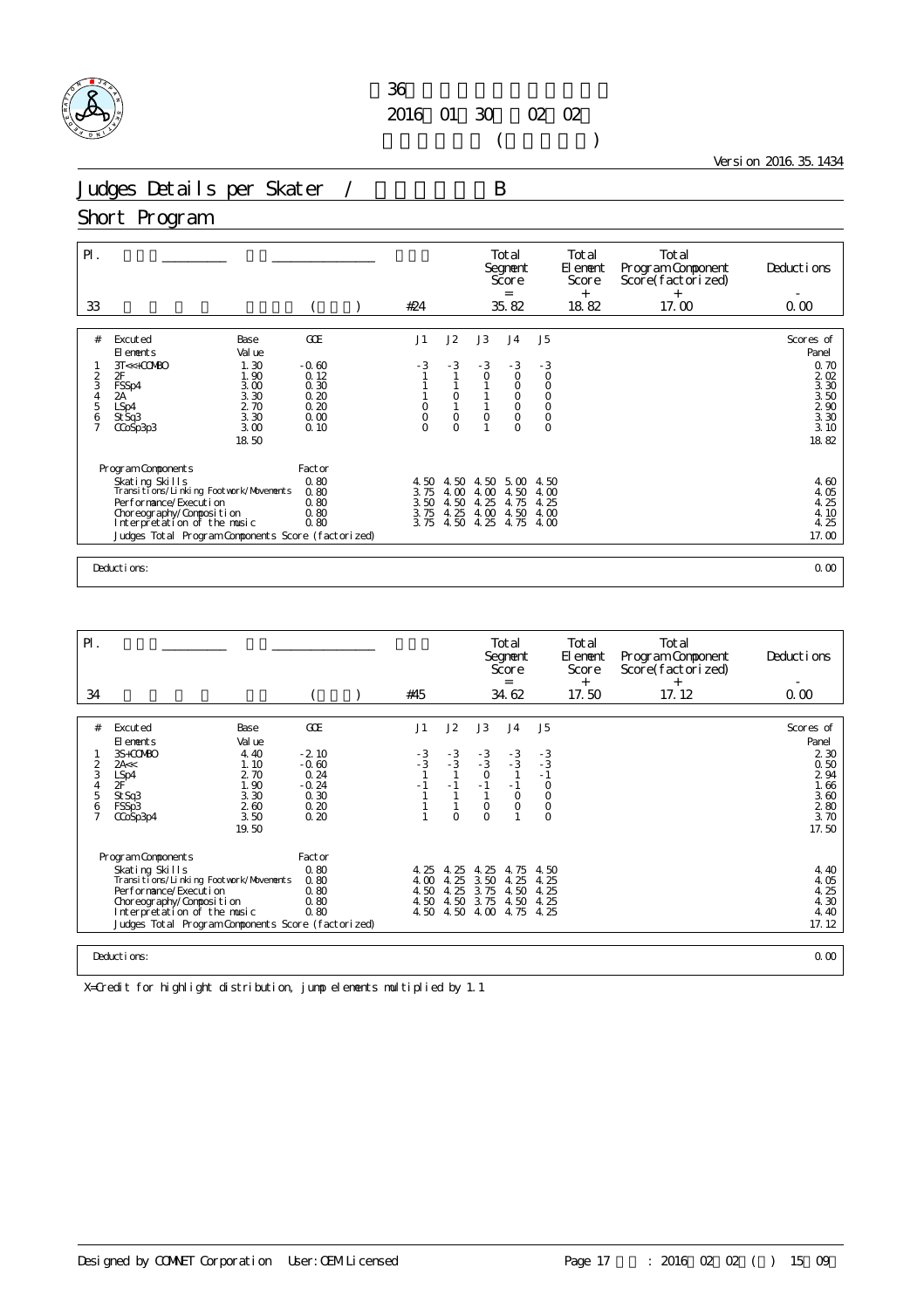第36回全日本ジュニア選手権
2016年01月30日～02月02日

Version 2016.35.1434

# Judges Details per Skater / ジュニア女子B

## Short Program

| Pl. | 選手名 | 所属 | 滑走順 | Total Segment Score = | Total Element Score + | Total Program Component Score (factorized) + | Deductions - |
|---|---|---|---|---|---|---|---|
| 33 | | ( ) | #24 | 35.82 | 18.82 | 17.00 | 0.00 |

| # | Excuted Elements | Base Value | GOE | J1 | J2 | J3 | J4 | J5 | Scores of Panel |
|---|---|---|---|---|---|---|---|---|---|
| 1 | 3T<<+COMBO | 1.30 | -0.60 | -3 | -3 | -3 | -3 | -3 | 0.70 |
| 2 | 2F | 1.90 | 0.12 | 1 | 1 | 0 | 0 | 0 | 2.02 |
| 3 | FSSp4 | 3.00 | 0.30 | 1 | 1 | 1 | 0 | 0 | 3.30 |
| 4 | 2A | 3.30 | 0.20 | 1 | 0 | 1 | 0 | 0 | 3.50 |
| 5 | LSp4 | 2.70 | 0.20 | 0 | 1 | 1 | 0 | 0 | 2.90 |
| 6 | StSq3 | 3.30 | 0.00 | 0 | 0 | 0 | 0 | 0 | 3.30 |
| 7 | CCoSp3p3 | 3.00 | 0.10 | 0 | 0 | 1 | 0 | 0 | 3.10 |
| | | 18.50 | | | | | | | 18.82 |

| Program Components | Factor | J1 | J2 | J3 | J4 | J5 | |
|---|---|---|---|---|---|---|---|
| Skating Skills | 0.80 | 4.50 | 4.50 | 4.50 | 5.00 | 4.50 | 4.60 |
| Transitions/Linking Footwork/Movements | 0.80 | 3.75 | 4.00 | 4.00 | 4.50 | 4.00 | 4.05 |
| Performance/Execution | 0.80 | 3.50 | 4.50 | 4.25 | 4.75 | 4.25 | 4.25 |
| Choreography/Composition | 0.80 | 3.75 | 4.25 | 4.00 | 4.50 | 4.00 | 4.10 |
| Interpretation of the music | 0.80 | 3.75 | 4.50 | 4.25 | 4.75 | 4.00 | 4.25 |
| Judges Total Program Components Score (factorized) | | | | | | | 17.00 |

Deductions: 0.00

| Pl. | 選手名 | 所属 | 滑走順 | Total Segment Score = | Total Element Score + | Total Program Component Score (factorized) + | Deductions - |
|---|---|---|---|---|---|---|---|
| 34 | | ( ) | #45 | 34.62 | 17.50 | 17.12 | 0.00 |

| # | Excuted Elements | Base Value | GOE | J1 | J2 | J3 | J4 | J5 | Scores of Panel |
|---|---|---|---|---|---|---|---|---|---|
| 1 | 3S+COMBO | 4.40 | -2.10 | -3 | -3 | -3 | -3 | -3 | 2.30 |
| 2 | 2A<< | 1.10 | -0.60 | -3 | -3 | -3 | -3 | -3 | 0.50 |
| 3 | LSp4 | 2.70 | 0.24 | 1 | 1 | 0 | 1 | -1 | 2.94 |
| 4 | 2F | 1.90 | -0.24 | -1 | -1 | -1 | -1 | 0 | 1.66 |
| 5 | StSq3 | 3.30 | 0.30 | 1 | 1 | 1 | 0 | 0 | 3.60 |
| 6 | FSSp3 | 2.60 | 0.20 | 1 | 1 | 0 | 0 | 0 | 2.80 |
| 7 | CCoSp3p4 | 3.50 | 0.20 | 1 | 0 | 0 | 1 | 0 | 3.70 |
| | | 19.50 | | | | | | | 17.50 |

| Program Components | Factor | J1 | J2 | J3 | J4 | J5 | |
|---|---|---|---|---|---|---|---|
| Skating Skills | 0.80 | 4.25 | 4.25 | 4.25 | 4.75 | 4.50 | 4.40 |
| Transitions/Linking Footwork/Movements | 0.80 | 4.00 | 4.25 | 3.50 | 4.25 | 4.25 | 4.05 |
| Performance/Execution | 0.80 | 4.50 | 4.25 | 3.75 | 4.50 | 4.25 | 4.25 |
| Choreography/Composition | 0.80 | 4.50 | 4.50 | 3.75 | 4.50 | 4.25 | 4.30 |
| Interpretation of the music | 0.80 | 4.50 | 4.50 | 4.00 | 4.75 | 4.25 | 4.40 |
| Judges Total Program Components Score (factorized) | | | | | | | 17.12 |

Deductions: 0.00

X=Credit for highlight distribution, jump elements multiplied by 1.1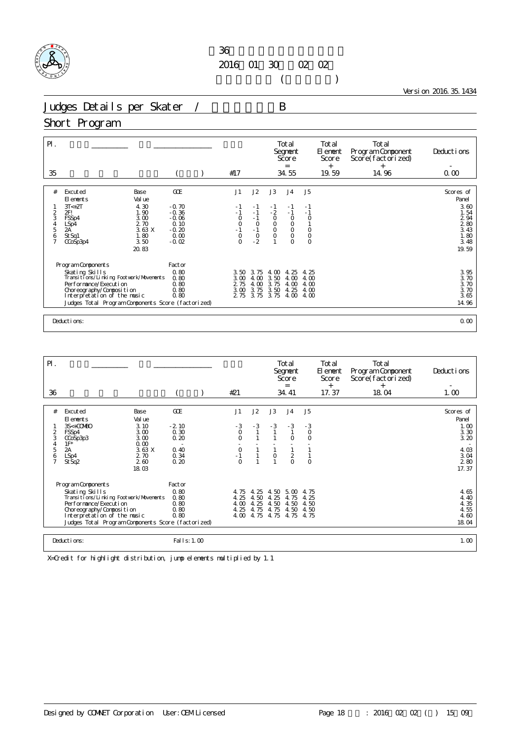36
2016 01 30 02 02
( )

Version 2016.35.1434

# Judges Details per Skater / B

## Short Program

| Pl. | | | | Total Segment Score = | Total Element Score + | Total Program Component Score(factorized) + | Deductions - |
|---|---|---|---|---|---|---|---|
| 35 | | ( ) | #17 | 34.55 | 19.59 | 14.96 | 0.00 |

| # | Excuted Elements | Base Value | GOE | J1 | J2 | J3 | J4 | J5 | Scores of Panel |
|---|---|---|---|---|---|---|---|---|---|
| 1 | 3T<+2T | 4.30 | -0.70 | -1 | -1 | -1 | -1 | -1 | 3.60 |
| 2 | 2F! | 1.90 | -0.36 | -1 | -1 | -2 | -1 | -1 | 1.54 |
| 3 | FSSp4 | 3.00 | -0.06 | 0 | -1 | 0 | 0 | 0 | 2.94 |
| 4 | LSp4 | 2.70 | 0.10 | 0 | 0 | 0 | 0 | 1 | 2.80 |
| 5 | 2A | 3.63 X | -0.20 | -1 | -1 | 0 | 0 | 0 | 3.43 |
| 6 | StSq1 | 1.80 | 0.00 | 0 | 0 | 0 | 0 | 0 | 1.80 |
| 7 | CCoSp3p4 | 3.50 | -0.02 | 0 | -2 | 1 | 0 | 0 | 3.48 |
| | | 20.83 | | | | | | | 19.59 |

| Program Components | Factor | J1 | J2 | J3 | J4 | J5 | |
|---|---|---|---|---|---|---|---|
| Skating Skills | 0.80 | 3.50 | 3.75 | 4.00 | 4.25 | 4.25 | 3.95 |
| Transitions/Linking Footwork/Movements | 0.80 | 3.00 | 4.00 | 3.50 | 4.00 | 4.00 | 3.70 |
| Performance/Execution | 0.80 | 2.75 | 4.00 | 3.75 | 4.00 | 4.00 | 3.70 |
| Choreography/Composition | 0.80 | 3.00 | 3.75 | 3.50 | 4.25 | 4.00 | 3.70 |
| Interpretation of the music | 0.80 | 2.75 | 3.75 | 3.75 | 4.00 | 4.00 | 3.65 |
| Judges Total Program Components Score (factorized) | | | | | | | 14.96 |

Deductions: 0.00

| Pl. | | | | Total Segment Score = | Total Element Score + | Total Program Component Score(factorized) + | Deductions - |
|---|---|---|---|---|---|---|---|
| 36 | | ( ) | #21 | 34.41 | 17.37 | 18.04 | 1.00 |

| # | Excuted Elements | Base Value | GOE | J1 | J2 | J3 | J4 | J5 | Scores of Panel |
|---|---|---|---|---|---|---|---|---|---|
| 1 | 3S<+COMBO | 3.10 | -2.10 | -3 | -3 | -3 | -3 | -3 | 1.00 |
| 2 | FSSp4 | 3.00 | 0.30 | 0 | 1 | 1 | 1 | 0 | 3.30 |
| 3 | CCoSp3p3 | 3.00 | 0.20 | 0 | 1 | 1 | 0 | 0 | 3.20 |
| 4 | 1F* | 0.00 | - | - | - | - | - | - | - |
| 5 | 2A | 3.63 X | 0.40 | 0 | 1 | 1 | 1 | 1 | 4.03 |
| 6 | LSp4 | 2.70 | 0.34 | -1 | 1 | 0 | 2 | 1 | 3.04 |
| 7 | StSq2 | 2.60 | 0.20 | 0 | 1 | 1 | 0 | 0 | 2.80 |
| | | 18.03 | | | | | | | 17.37 |

| Program Components | Factor | J1 | J2 | J3 | J4 | J5 | |
|---|---|---|---|---|---|---|---|
| Skating Skills | 0.80 | 4.75 | 4.25 | 4.50 | 5.00 | 4.75 | 4.65 |
| Transitions/Linking Footwork/Movements | 0.80 | 4.25 | 4.50 | 4.25 | 4.75 | 4.25 | 4.40 |
| Performance/Execution | 0.80 | 4.00 | 4.25 | 4.50 | 4.50 | 4.50 | 4.35 |
| Choreography/Composition | 0.80 | 4.25 | 4.75 | 4.75 | 4.50 | 4.50 | 4.55 |
| Interpretation of the music | 0.80 | 4.00 | 4.75 | 4.75 | 4.75 | 4.75 | 4.60 |
| Judges Total Program Components Score (factorized) | | | | | | | 18.04 |

Deductions: Falls: 1.00 — 1.00

X=Credit for highlight distribution, jump elements multiplied by 1.1

Designed by COMNET Corporation User: OEM Licensed : 2016 02 02 ( ) 15 09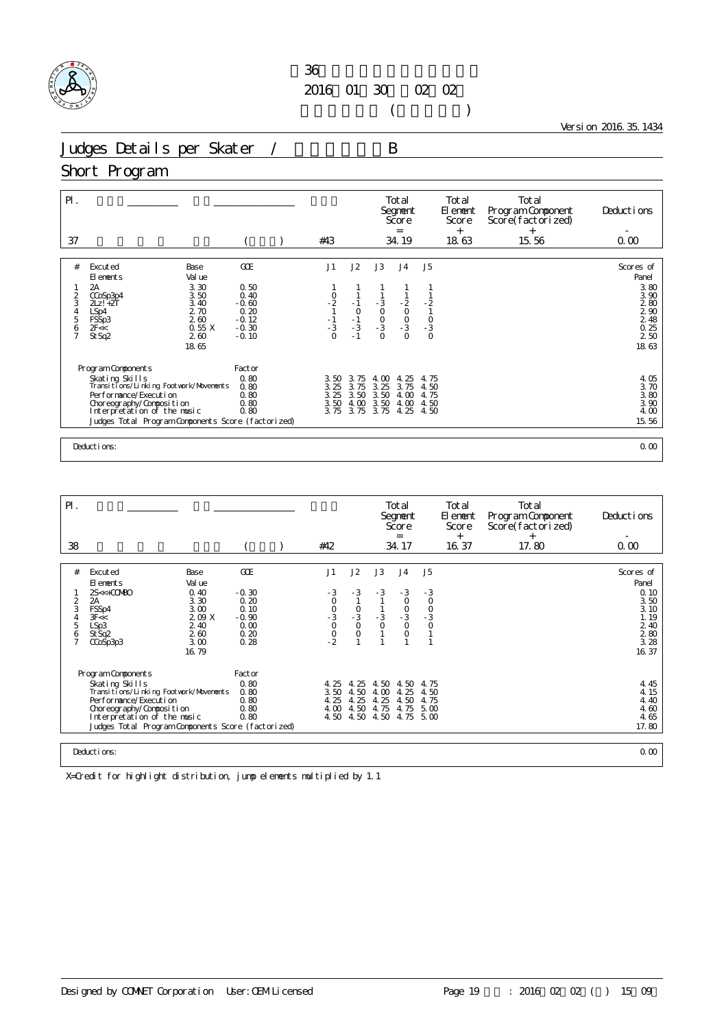第36回 ...

2016年01月30日～02月02日

(　　　　)

Version 2016.35.1434

# Judges Details per Skater / 　　　　B

## Short Program

| Pl. | | | | Total Segment Score = | Total Element Score + | Total Program Component Score (factorized) + | Deductions - |
|---|---|---|---|---|---|---|---|
| 37 | | ( ) | #43 | 34.19 | 18.63 | 15.56 | 0.00 |

| # | Executed Elements | Base Value | GOE | J1 | J2 | J3 | J4 | J5 | Scores of Panel |
|---|---|---|---|---|---|---|---|---|---|
| 1 | 2A | 3.30 | 0.50 | 1 | 1 | 1 | 1 | 1 | 3.80 |
| 2 | CCoSp3p4 | 3.50 | 0.40 | 0 | 1 | 1 | 1 | 1 | 3.90 |
| 3 | 2Lz!+2T | 3.40 | -0.60 | -2 | -1 | -3 | -2 | -2 | 2.80 |
| 4 | LSp4 | 2.70 | 0.20 | 1 | 0 | 0 | 0 | 1 | 2.90 |
| 5 | FSSp3 | 2.60 | -0.12 | -1 | -1 | 0 | 0 | 0 | 2.48 |
| 6 | 2F<< | 0.55 X | -0.30 | -3 | -3 | -3 | -3 | -3 | 0.25 |
| 7 | StSq2 | 2.60 | -0.10 | 0 | -1 | 0 | 0 | 0 | 2.50 |
| | | 18.65 | | | | | | | 18.63 |

| Program Components | Factor | J1 | J2 | J3 | J4 | J5 | |
|---|---|---|---|---|---|---|---|
| Skating Skills | 0.80 | 3.50 | 3.75 | 4.00 | 4.25 | 4.75 | 4.05 |
| Transitions/Linking Footwork/Movements | 0.80 | 3.25 | 3.75 | 3.25 | 3.75 | 4.50 | 3.70 |
| Performance/Execution | 0.80 | 3.25 | 3.50 | 3.50 | 4.00 | 4.75 | 3.80 |
| Choreography/Composition | 0.80 | 3.50 | 4.00 | 3.50 | 4.00 | 4.50 | 3.90 |
| Interpretation of the music | 0.80 | 3.75 | 3.75 | 3.75 | 4.25 | 4.50 | 4.00 |
| Judges Total Program Components Score (factorized) | | | | | | | 15.56 |

Deductions: 0.00

| Pl. | | | | Total Segment Score = | Total Element Score + | Total Program Component Score (factorized) + | Deductions - |
|---|---|---|---|---|---|---|---|
| 38 | | ( ) | #42 | 34.17 | 16.37 | 17.80 | 0.00 |

| # | Executed Elements | Base Value | GOE | J1 | J2 | J3 | J4 | J5 | Scores of Panel |
|---|---|---|---|---|---|---|---|---|---|
| 1 | 2S<<+COMBO | 0.40 | -0.30 | -3 | -3 | -3 | -3 | -3 | 0.10 |
| 2 | 2A | 3.30 | 0.20 | 0 | 1 | 1 | 0 | 0 | 3.50 |
| 3 | FSSp4 | 3.00 | 0.10 | 0 | 0 | 1 | 0 | 0 | 3.10 |
| 4 | 3F<< | 2.09 X | -0.90 | -3 | -3 | -3 | -3 | -3 | 1.19 |
| 5 | LSp3 | 2.40 | 0.00 | 0 | 0 | 0 | 0 | 0 | 2.40 |
| 6 | StSq2 | 2.60 | 0.20 | 0 | 0 | 1 | 0 | 1 | 2.80 |
| 7 | CCoSp3p3 | 3.00 | 0.28 | -2 | 1 | 1 | 1 | 1 | 3.28 |
| | | 16.79 | | | | | | | 16.37 |

| Program Components | Factor | J1 | J2 | J3 | J4 | J5 | |
|---|---|---|---|---|---|---|---|
| Skating Skills | 0.80 | 4.25 | 4.25 | 4.50 | 4.50 | 4.75 | 4.45 |
| Transitions/Linking Footwork/Movements | 0.80 | 3.50 | 4.50 | 4.00 | 4.25 | 4.50 | 4.15 |
| Performance/Execution | 0.80 | 4.25 | 4.25 | 4.25 | 4.50 | 4.75 | 4.40 |
| Choreography/Composition | 0.80 | 4.00 | 4.50 | 4.75 | 4.75 | 5.00 | 4.60 |
| Interpretation of the music | 0.80 | 4.50 | 4.50 | 4.50 | 4.75 | 5.00 | 4.65 |
| Judges Total Program Components Score (factorized) | | | | | | | 17.80 |

Deductions: 0.00

X=Credit for highlight distribution, jump elements multiplied by 1.1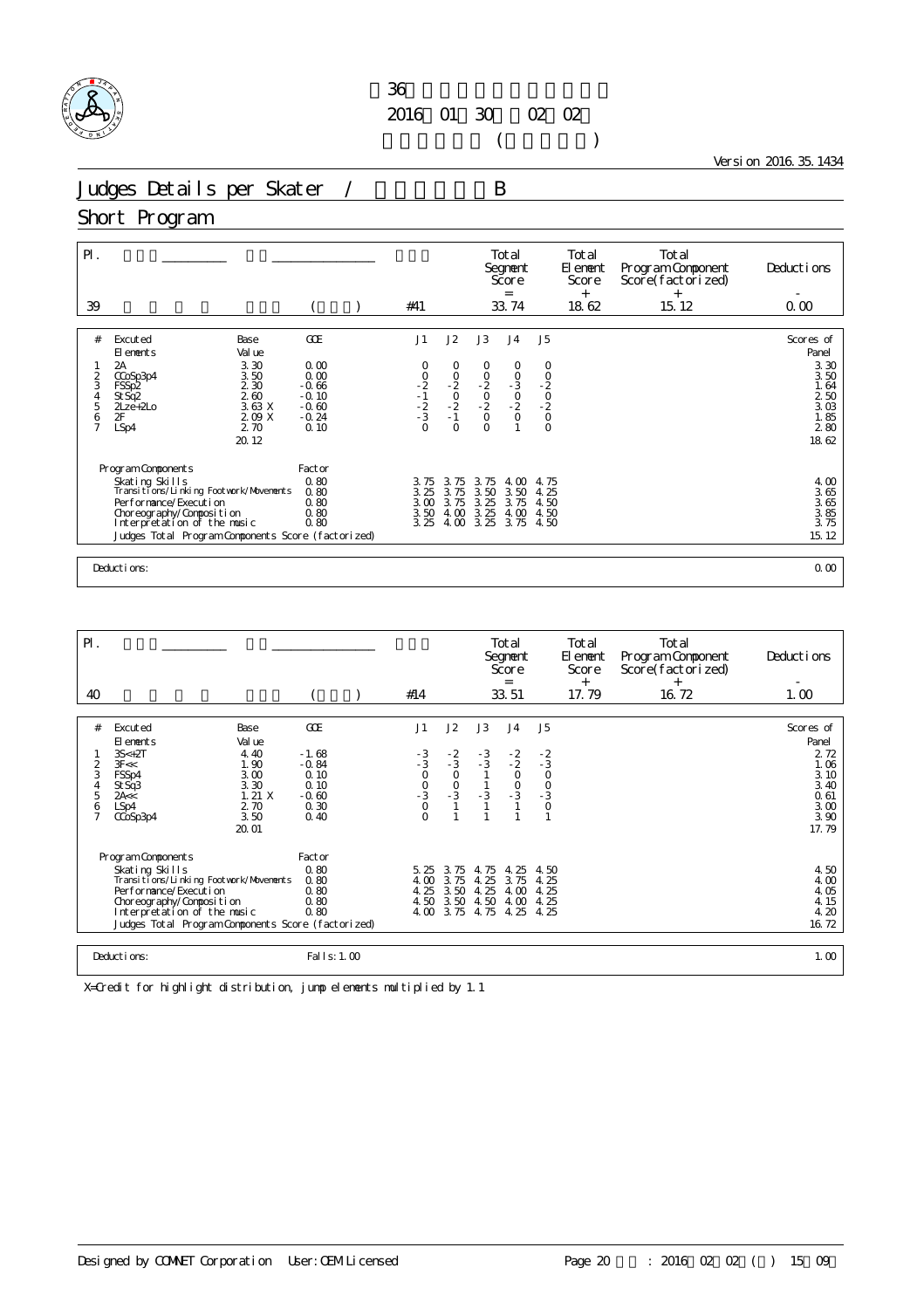36

2016 01 30 02 02

( )

Version 2016.35.1434

# Judges Details per Skater / B

## Short Program

| Pl. | | | | Total Segment Score = | Total Element Score + | Total Program Component Score(factorized) + | Deductions - |
|---|---|---|---|---|---|---|---|
| 39 | | ( ) | #41 | 33.74 | 18.62 | 15.12 | 0.00 |

| # | Excuted Elements | Base Value | GOE | J1 | J2 | J3 | J4 | J5 | Scores of Panel |
|---|---|---|---|---|---|---|---|---|---|
| 1 | 2A | 3.30 | 0.00 | 0 | 0 | 0 | 0 | 0 | 3.30 |
| 2 | CCoSp3p4 | 3.50 | 0.00 | 0 | 0 | 0 | 0 | 0 | 3.50 |
| 3 | FSSp2 | 2.30 | -0.66 | -2 | -2 | -2 | -3 | -2 | 1.64 |
| 4 | StSq2 | 2.60 | -0.10 | -1 | 0 | 0 | 0 | 0 | 2.50 |
| 5 | 2Lze+2Lo | 3.63 X | -0.60 | -2 | -2 | -2 | -2 | -2 | 3.03 |
| 6 | 2F | 2.09 X | -0.24 | -3 | -1 | 0 | 0 | 0 | 1.85 |
| 7 | LSp4 | 2.70 | 0.10 | 0 | 0 | 0 | 1 | 0 | 2.80 |
| | | 20.12 | | | | | | | 18.62 |

| Program Components | Factor | J1 | J2 | J3 | J4 | J5 | |
|---|---|---|---|---|---|---|---|
| Skating Skills | 0.80 | 3.75 | 3.75 | 3.75 | 4.00 | 4.75 | 4.00 |
| Transitions/Linking Footwork/Movements | 0.80 | 3.25 | 3.75 | 3.50 | 3.50 | 4.25 | 3.65 |
| Performance/Execution | 0.80 | 3.00 | 3.75 | 3.25 | 3.75 | 4.50 | 3.65 |
| Choreography/Composition | 0.80 | 3.50 | 4.00 | 3.25 | 4.00 | 4.50 | 3.85 |
| Interpretation of the music | 0.80 | 3.25 | 4.00 | 3.25 | 3.75 | 4.50 | 3.75 |
| Judges Total Program Components Score (factorized) | | | | | | | 15.12 |

Deductions: 0.00

| Pl. | | | | Total Segment Score = | Total Element Score + | Total Program Component Score(factorized) + | Deductions - |
|---|---|---|---|---|---|---|---|
| 40 | | ( ) | #14 | 33.51 | 17.79 | 16.72 | 1.00 |

| # | Excuted Elements | Base Value | GOE | J1 | J2 | J3 | J4 | J5 | Scores of Panel |
|---|---|---|---|---|---|---|---|---|---|
| 1 | 3S<+2T | 4.40 | -1.68 | -3 | -2 | -3 | -2 | -2 | 2.72 |
| 2 | 3F<< | 1.90 | -0.84 | -3 | -3 | -3 | -2 | -3 | 1.06 |
| 3 | FSSp4 | 3.00 | 0.10 | 0 | 0 | 1 | 0 | 0 | 3.10 |
| 4 | StSq3 | 3.30 | 0.10 | 0 | 0 | 1 | 0 | 0 | 3.40 |
| 5 | 2A<< | 1.21 X | -0.60 | -3 | -3 | -3 | -3 | -3 | 0.61 |
| 6 | LSp4 | 2.70 | 0.30 | 0 | 1 | 1 | 1 | 0 | 3.00 |
| 7 | CCoSp3p4 | 3.50 | 0.40 | 0 | 1 | 1 | 1 | 1 | 3.90 |
| | | 20.01 | | | | | | | 17.79 |

| Program Components | Factor | J1 | J2 | J3 | J4 | J5 | |
|---|---|---|---|---|---|---|---|
| Skating Skills | 0.80 | 5.25 | 3.75 | 4.75 | 4.25 | 4.50 | 4.50 |
| Transitions/Linking Footwork/Movements | 0.80 | 4.00 | 3.75 | 4.25 | 3.75 | 4.25 | 4.00 |
| Performance/Execution | 0.80 | 4.25 | 3.50 | 4.25 | 4.00 | 4.25 | 4.05 |
| Choreography/Composition | 0.80 | 4.50 | 3.50 | 4.50 | 4.00 | 4.25 | 4.15 |
| Interpretation of the music | 0.80 | 4.00 | 3.75 | 4.75 | 4.25 | 4.25 | 4.20 |
| Judges Total Program Components Score (factorized) | | | | | | | 16.72 |

Deductions: Falls: 1.00 — 1.00

X=Credit for highlight distribution, jump elements multiplied by 1.1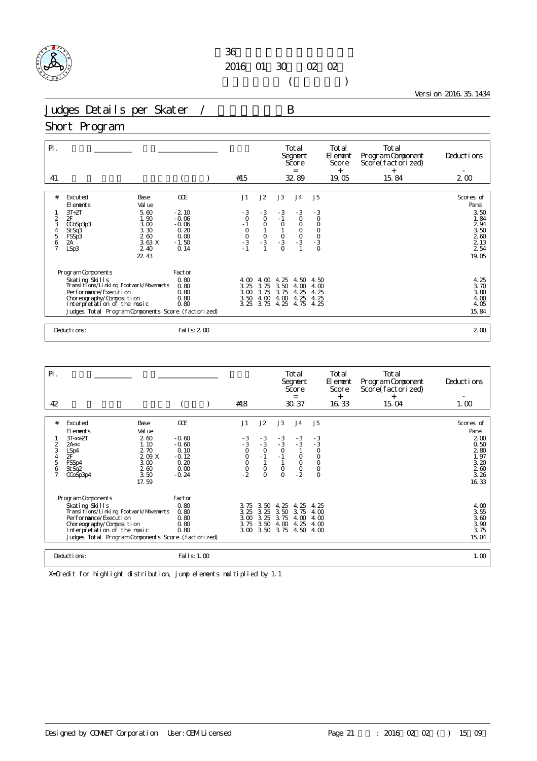36
2016 01 30 02 02
( )

Version 2016.35.1434

# Judges Details per Skater / B

## Short Program

| Pl. | | | | Total Segment Score = | Total Element Score + | Total Program Component Score(factorized) + | Deductions - |
|---|---|---|---|---|---|---|---|
| 41 | | ( ) | #15 | 32.89 | 19.05 | 15.84 | 2.00 |

| # | Excuted Elements | Base Value | GOE | J1 | J2 | J3 | J4 | J5 | Scores of Panel |
|---|---|---|---|---|---|---|---|---|---|
| 1 | 3T+2T | 5.60 | -2.10 | -3 | -3 | -3 | -3 | -3 | 3.50 |
| 2 | 2F | 1.90 | -0.06 | 0 | 0 | -1 | 0 | 0 | 1.84 |
| 3 | CCoSp3p3 | 3.00 | -0.06 | -1 | 0 | 0 | 0 | 0 | 2.94 |
| 4 | StSq3 | 3.30 | 0.20 | 0 | 1 | 1 | 0 | 0 | 3.50 |
| 5 | FSSp3 | 2.60 | 0.00 | 0 | 0 | 0 | 0 | 0 | 2.60 |
| 6 | 2A | 3.63 X | -1.50 | -3 | -3 | -3 | -3 | -3 | 2.13 |
| 7 | LSp3 | 2.40 | 0.14 | -1 | 1 | 0 | 1 | 0 | 2.54 |
| | | 22.43 | | | | | | | 19.05 |

| Program Components | Factor | J1 | J2 | J3 | J4 | J5 | |
|---|---|---|---|---|---|---|---|
| Skating Skills | 0.80 | 4.00 | 4.00 | 4.25 | 4.50 | 4.50 | 4.25 |
| Transitions/Linking Footwork/Movements | 0.80 | 3.25 | 3.75 | 3.50 | 4.00 | 4.00 | 3.70 |
| Performance/Execution | 0.80 | 3.00 | 3.75 | 3.75 | 4.25 | 4.25 | 3.80 |
| Choreography/Composition | 0.80 | 3.50 | 4.00 | 4.00 | 4.25 | 4.25 | 4.00 |
| Interpretation of the music | 0.80 | 3.25 | 3.75 | 4.25 | 4.75 | 4.25 | 4.05 |
| Judges Total Program Components Score (factorized) | | | | | | | 15.84 |

| Deductions: | Falls: 2.00 | 2.00 |
|---|---|---|

| Pl. | | | | Total Segment Score = | Total Element Score + | Total Program Component Score(factorized) + | Deductions - |
|---|---|---|---|---|---|---|---|
| 42 | | ( ) | #18 | 30.37 | 16.33 | 15.04 | 1.00 |

| # | Excuted Elements | Base Value | GOE | J1 | J2 | J3 | J4 | J5 | Scores of Panel |
|---|---|---|---|---|---|---|---|---|---|
| 1 | 3T<<+2T | 2.60 | -0.60 | -3 | -3 | -3 | -3 | -3 | 2.00 |
| 2 | 2A<< | 1.10 | -0.60 | -3 | -3 | -3 | -3 | -3 | 0.50 |
| 3 | LSp4 | 2.70 | 0.10 | 0 | 0 | 0 | 1 | 0 | 2.80 |
| 4 | 2F | 2.09 X | -0.12 | 0 | -1 | -1 | 0 | 0 | 1.97 |
| 5 | FSSp4 | 3.00 | 0.20 | 0 | 1 | 1 | 0 | 0 | 3.20 |
| 6 | StSq2 | 2.60 | 0.00 | 0 | 0 | 0 | 0 | 0 | 2.60 |
| 7 | CCoSp3p4 | 3.50 | -0.24 | -2 | 0 | 0 | -2 | 0 | 3.26 |
| | | 17.59 | | | | | | | 16.33 |

| Program Components | Factor | J1 | J2 | J3 | J4 | J5 | |
|---|---|---|---|---|---|---|---|
| Skating Skills | 0.80 | 3.75 | 3.50 | 4.25 | 4.25 | 4.25 | 4.00 |
| Transitions/Linking Footwork/Movements | 0.80 | 3.25 | 3.25 | 3.50 | 3.75 | 4.00 | 3.55 |
| Performance/Execution | 0.80 | 3.00 | 3.25 | 3.75 | 4.00 | 4.00 | 3.60 |
| Choreography/Composition | 0.80 | 3.75 | 3.50 | 4.00 | 4.25 | 4.00 | 3.90 |
| Interpretation of the music | 0.80 | 3.00 | 3.50 | 3.75 | 4.50 | 4.00 | 3.75 |
| Judges Total Program Components Score (factorized) | | | | | | | 15.04 |

| Deductions: | Falls: 1.00 | 1.00 |
|---|---|---|

X=Credit for highlight distribution, jump elements multiplied by 1.1

Designed by COMNET Corporation User: OEM Licensed : 2016 02 02 ( ) 15 09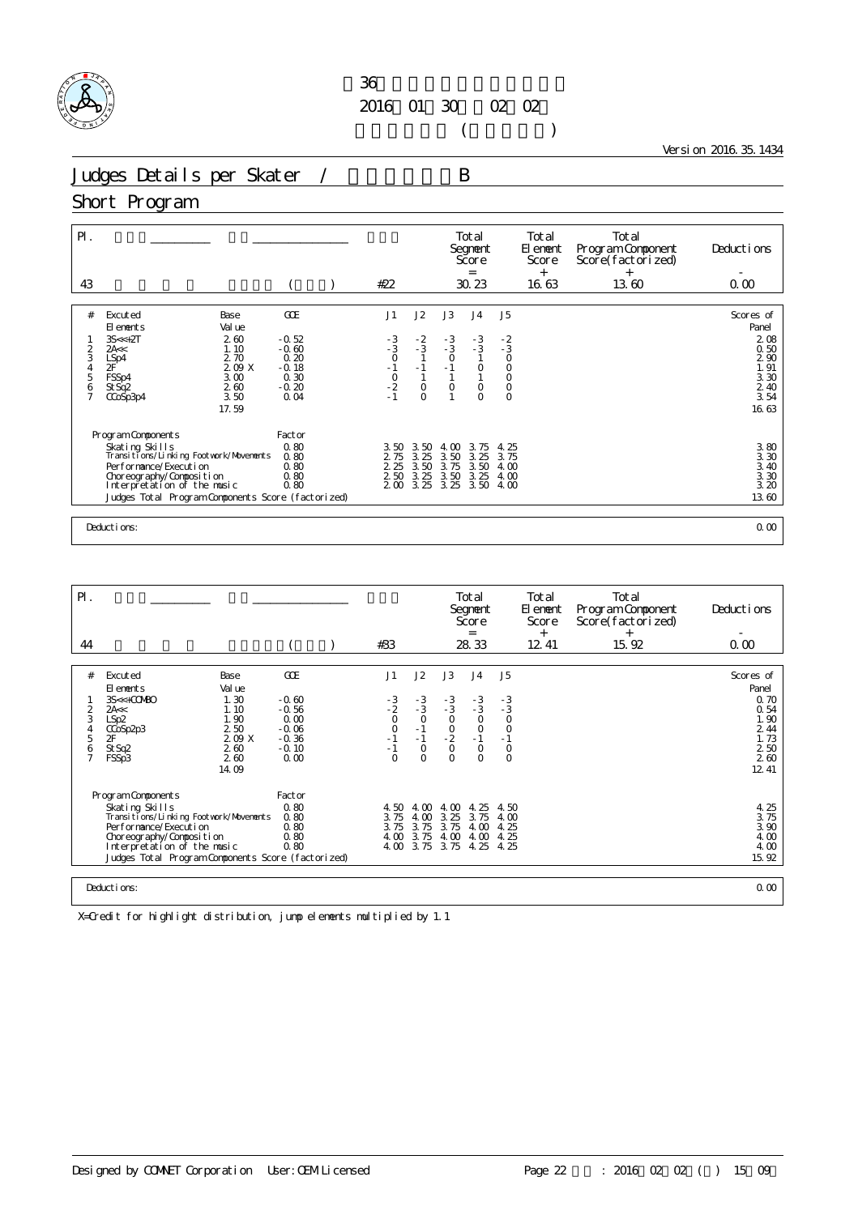# 第36回 … 
2016年01月30日～02月02日

Version 2016.35.1434

## Judges Details per Skater / … B

## Short Program

| Pl. | | | | Total Segment Score = | Total Element Score + | Total Program Component Score(factorized) + | Deductions - |
|---|---|---|---|---|---|---|---|
| 43 | | ( ) | #22 | 30.23 | 16.63 | 13.60 | 0.00 |

| # | Excuted Elements | Base Value | GOE | J1 | J2 | J3 | J4 | J5 | Scores of Panel |
|---|---|---|---|---|---|---|---|---|---|
| 1 | 3S<<+2T | 2.60 | -0.52 | -3 | -2 | -3 | -3 | -2 | 2.08 |
| 2 | 2A<< | 1.10 | -0.60 | -3 | -3 | -3 | -3 | -3 | 0.50 |
| 3 | LSp4 | 2.70 | 0.20 | 0 | 1 | 0 | 1 | 0 | 2.90 |
| 4 | 2F | 2.09 X | -0.18 | -1 | -1 | -1 | 0 | 0 | 1.91 |
| 5 | FSSp4 | 3.00 | 0.30 | 0 | 1 | 1 | 1 | 0 | 3.30 |
| 6 | StSq2 | 2.60 | -0.20 | -2 | 0 | 0 | 0 | 0 | 2.40 |
| 7 | CCoSp3p4 | 3.50 | 0.04 | -1 | 0 | 1 | 0 | 0 | 3.54 |
| | | 17.59 | | | | | | | 16.63 |

| Program Components | Factor | J1 | J2 | J3 | J4 | J5 | |
|---|---|---|---|---|---|---|---|
| Skating Skills | 0.80 | 3.50 | 3.50 | 4.00 | 3.75 | 4.25 | 3.80 |
| Transitions/Linking Footwork/Movements | 0.80 | 2.75 | 3.25 | 3.50 | 3.25 | 3.75 | 3.30 |
| Performance/Execution | 0.80 | 2.25 | 3.50 | 3.75 | 3.50 | 4.00 | 3.40 |
| Choreography/Composition | 0.80 | 2.50 | 3.25 | 3.50 | 3.25 | 4.00 | 3.30 |
| Interpretation of the music | 0.80 | 2.00 | 3.25 | 3.25 | 3.50 | 4.00 | 3.20 |
| Judges Total Program Components Score (factorized) | | | | | | | 13.60 |

Deductions: 0.00

| Pl. | | | | Total Segment Score = | Total Element Score + | Total Program Component Score(factorized) + | Deductions - |
|---|---|---|---|---|---|---|---|
| 44 | | ( ) | #33 | 28.33 | 12.41 | 15.92 | 0.00 |

| # | Excuted Elements | Base Value | GOE | J1 | J2 | J3 | J4 | J5 | Scores of Panel |
|---|---|---|---|---|---|---|---|---|---|
| 1 | 3S<<+COMBO | 1.30 | -0.60 | -3 | -3 | -3 | -3 | -3 | 0.70 |
| 2 | 2A<< | 1.10 | -0.56 | -2 | -3 | -3 | -3 | -3 | 0.54 |
| 3 | LSp2 | 1.90 | 0.00 | 0 | 0 | 0 | 0 | 0 | 1.90 |
| 4 | CCoSp2p3 | 2.50 | -0.06 | 0 | -1 | 0 | 0 | 0 | 2.44 |
| 5 | 2F | 2.09 X | -0.36 | -1 | -1 | -2 | -1 | -1 | 1.73 |
| 6 | StSq2 | 2.60 | -0.10 | -1 | 0 | 0 | 0 | 0 | 2.50 |
| 7 | FSSp3 | 2.60 | 0.00 | 0 | 0 | 0 | 0 | 0 | 2.60 |
| | | 14.09 | | | | | | | 12.41 |

| Program Components | Factor | J1 | J2 | J3 | J4 | J5 | |
|---|---|---|---|---|---|---|---|
| Skating Skills | 0.80 | 4.50 | 4.00 | 4.00 | 4.25 | 4.50 | 4.25 |
| Transitions/Linking Footwork/Movements | 0.80 | 3.75 | 4.00 | 3.25 | 3.75 | 4.00 | 3.75 |
| Performance/Execution | 0.80 | 3.75 | 3.75 | 3.75 | 4.00 | 4.25 | 3.90 |
| Choreography/Composition | 0.80 | 4.00 | 3.75 | 4.00 | 4.00 | 4.25 | 4.00 |
| Interpretation of the music | 0.80 | 4.00 | 3.75 | 3.75 | 4.25 | 4.25 | 4.00 |
| Judges Total Program Components Score (factorized) | | | | | | | 15.92 |

Deductions: 0.00

X=Credit for highlight distribution, jump elements multiplied by 1.1

Designed by COMNET Corporation User:OEM Licensed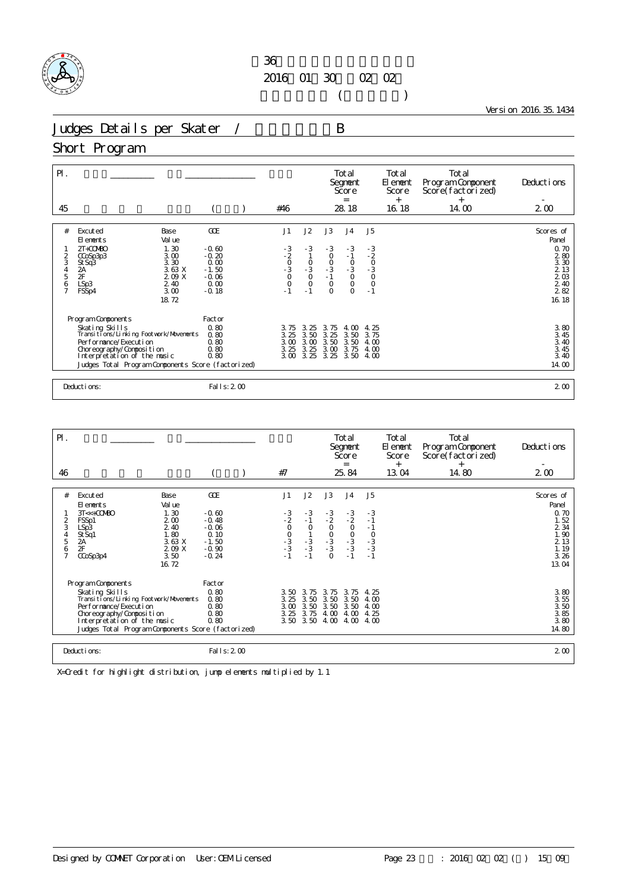第36回

2016年01月30日～02月02日

( )

Version 2016.35.1434

# Judges Details per Skater / B

## Short Program

| Pl. | | | | Total Segment Score = | Total Element Score + | Total Program Component Score(factorized) + | Deductions - |
|---|---|---|---|---|---|---|---|
| 45 | | ( ) | #46 | 28.18 | 16.18 | 14.00 | 2.00 |

| # | Excuted Elements | Base Value | GOE | J1 | J2 | J3 | J4 | J5 | Scores of Panel |
|---|---|---|---|---|---|---|---|---|---|
| 1 | 2T+COMBO | 1.30 | -0.60 | -3 | -3 | -3 | -3 | -3 | 0.70 |
| 2 | CCoSp3p3 | 3.00 | -0.20 | -2 | 1 | 0 | -1 | -2 | 2.80 |
| 3 | StSq3 | 3.30 | 0.00 | 0 | 0 | 0 | 0 | 0 | 3.30 |
| 4 | 2A | 3.63 X | -1.50 | -3 | -3 | -3 | -3 | -3 | 2.13 |
| 5 | 2F | 2.09 X | -0.06 | 0 | 0 | -1 | 0 | 0 | 2.03 |
| 6 | LSp3 | 2.40 | 0.00 | 0 | 0 | 0 | 0 | 0 | 2.40 |
| 7 | FSSp4 | 3.00 | -0.18 | -1 | -1 | 0 | 0 | -1 | 2.82 |
| | | 18.72 | | | | | | | 16.18 |

| Program Components | Factor | J1 | J2 | J3 | J4 | J5 | |
|---|---|---|---|---|---|---|---|
| Skating Skills | 0.80 | 3.75 | 3.25 | 3.75 | 4.00 | 4.25 | 3.80 |
| Transitions/Linking Footwork/Movements | 0.80 | 3.25 | 3.50 | 3.25 | 3.50 | 3.75 | 3.45 |
| Performance/Execution | 0.80 | 3.00 | 3.00 | 3.50 | 3.50 | 4.00 | 3.40 |
| Choreography/Composition | 0.80 | 3.25 | 3.25 | 3.00 | 3.75 | 4.00 | 3.45 |
| Interpretation of the music | 0.80 | 3.00 | 3.25 | 3.25 | 3.50 | 4.00 | 3.40 |
| Judges Total Program Components Score (factorized) | | | | | | | 14.00 |

Deductions: Falls: 2.00 — 2.00

| Pl. | | | | Total Segment Score = | Total Element Score + | Total Program Component Score(factorized) + | Deductions - |
|---|---|---|---|---|---|---|---|
| 46 | | ( ) | #7 | 25.84 | 13.04 | 14.80 | 2.00 |

| # | Excuted Elements | Base Value | GOE | J1 | J2 | J3 | J4 | J5 | Scores of Panel |
|---|---|---|---|---|---|---|---|---|---|
| 1 | 3T<<+COMBO | 1.30 | -0.60 | -3 | -3 | -3 | -3 | -3 | 0.70 |
| 2 | FSSp1 | 2.00 | -0.48 | -2 | -1 | -2 | -2 | -1 | 1.52 |
| 3 | LSp3 | 2.40 | -0.06 | 0 | 0 | 0 | 0 | -1 | 2.34 |
| 4 | StSq1 | 1.80 | 0.10 | 0 | 1 | 0 | 0 | 0 | 1.90 |
| 5 | 2A | 3.63 X | -1.50 | -3 | -3 | -3 | -3 | -3 | 2.13 |
| 6 | 2F | 2.09 X | -0.90 | -3 | -3 | -3 | -3 | -3 | 1.19 |
| 7 | CCoSp3p4 | 3.50 | -0.24 | -1 | -1 | 0 | -1 | -1 | 3.26 |
| | | 16.72 | | | | | | | 13.04 |

| Program Components | Factor | J1 | J2 | J3 | J4 | J5 | |
|---|---|---|---|---|---|---|---|
| Skating Skills | 0.80 | 3.50 | 3.75 | 3.75 | 3.75 | 4.25 | 3.80 |
| Transitions/Linking Footwork/Movements | 0.80 | 3.25 | 3.50 | 3.50 | 3.50 | 4.00 | 3.55 |
| Performance/Execution | 0.80 | 3.00 | 3.50 | 3.50 | 3.50 | 4.00 | 3.50 |
| Choreography/Composition | 0.80 | 3.25 | 3.75 | 4.00 | 4.00 | 4.25 | 3.85 |
| Interpretation of the music | 0.80 | 3.50 | 3.50 | 4.00 | 4.00 | 4.00 | 3.80 |
| Judges Total Program Components Score (factorized) | | | | | | | 14.80 |

Deductions: Falls: 2.00 — 2.00

X=Credit for highlight distribution, jump elements multiplied by 1.1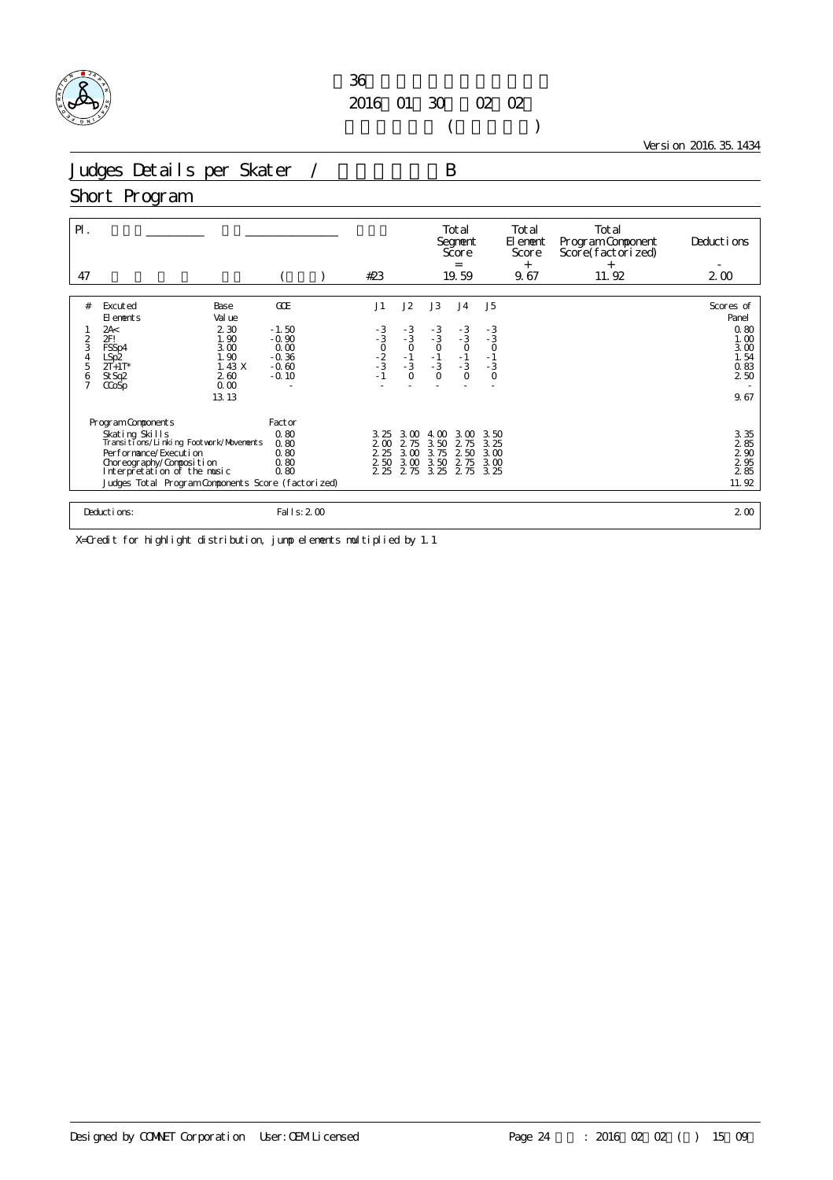第36回 ... 

2016年01月30日～02月02日

( )

Version 2016.35.1434

# Judges Details per Skater / B

## Short Program

| Pl. | | | | Total Segment Score = | Total Element Score + | Total Program Component Score(factorized) + | Deductions - |
|---|---|---|---|---|---|---|---|
| 47 | | ( ) | #23 | 19.59 | 9.67 | 11.92 | 2.00 |

| # | Excuted Elements | Base Value | GOE | J1 | J2 | J3 | J4 | J5 | Scores of Panel |
|---|---|---|---|---|---|---|---|---|---|
| 1 | 2A< | 2.30 | -1.50 | -3 | -3 | -3 | -3 | -3 | 0.80 |
| 2 | 2F! | 1.90 | -0.90 | -3 | -3 | -3 | -3 | -3 | 1.00 |
| 3 | FSSp4 | 3.00 | 0.00 | 0 | 0 | 0 | 0 | 0 | 3.00 |
| 4 | LSp2 | 1.90 | -0.36 | -2 | -1 | -1 | -1 | -1 | 1.54 |
| 5 | 2T+1T* | 1.43 X | -0.60 | -3 | -3 | -3 | -3 | -3 | 0.83 |
| 6 | StSq2 | 2.60 | -0.10 | -1 | 0 | 0 | 0 | 0 | 2.50 |
| 7 | CCoSp | 0.00 | - | - | - | - | - | - | - |
| | | 13.13 | | | | | | | 9.67 |

| Program Components | Factor | J1 | J2 | J3 | J4 | J5 | |
|---|---|---|---|---|---|---|---|
| Skating Skills | 0.80 | 3.25 | 3.00 | 4.00 | 3.00 | 3.50 | 3.35 |
| Transitions/Linking Footwork/Movements | 0.80 | 2.00 | 2.75 | 3.50 | 2.75 | 3.25 | 2.85 |
| Performance/Execution | 0.80 | 2.25 | 3.00 | 3.75 | 2.50 | 3.00 | 2.90 |
| Choreography/Composition | 0.80 | 2.50 | 3.00 | 3.50 | 2.75 | 3.00 | 2.95 |
| Interpretation of the music | 0.80 | 2.25 | 2.75 | 3.25 | 2.75 | 3.25 | 2.85 |
| Judges Total Program Components Score (factorized) | | | | | | | 11.92 |

| Deductions: | Falls: 2.00 | 2.00 |
|---|---|---|

X=Credit for highlight distribution, jump elements multiplied by 1.1